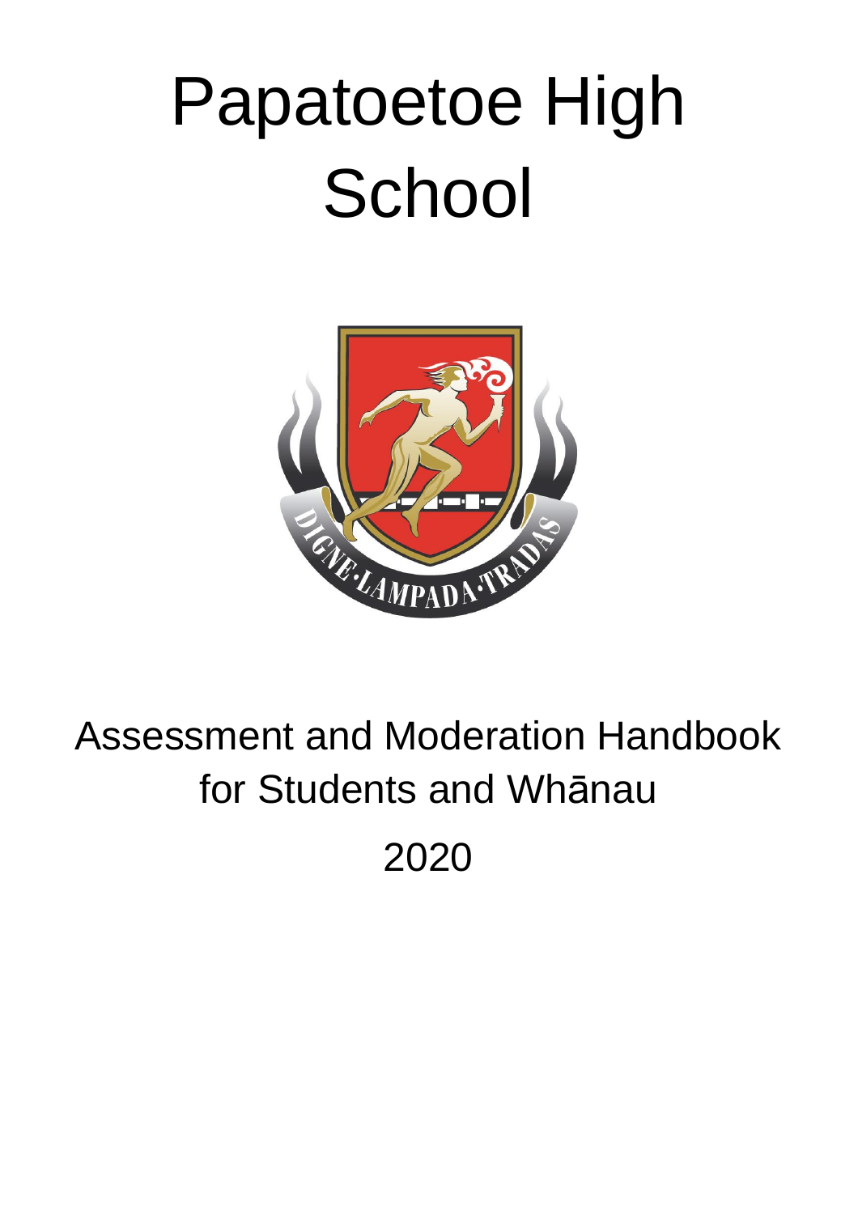# Papatoetoe High School

DIGNE LAMPADA TRADAS

## Assessment and Moderation Handbook for Students and Whānau

## 2020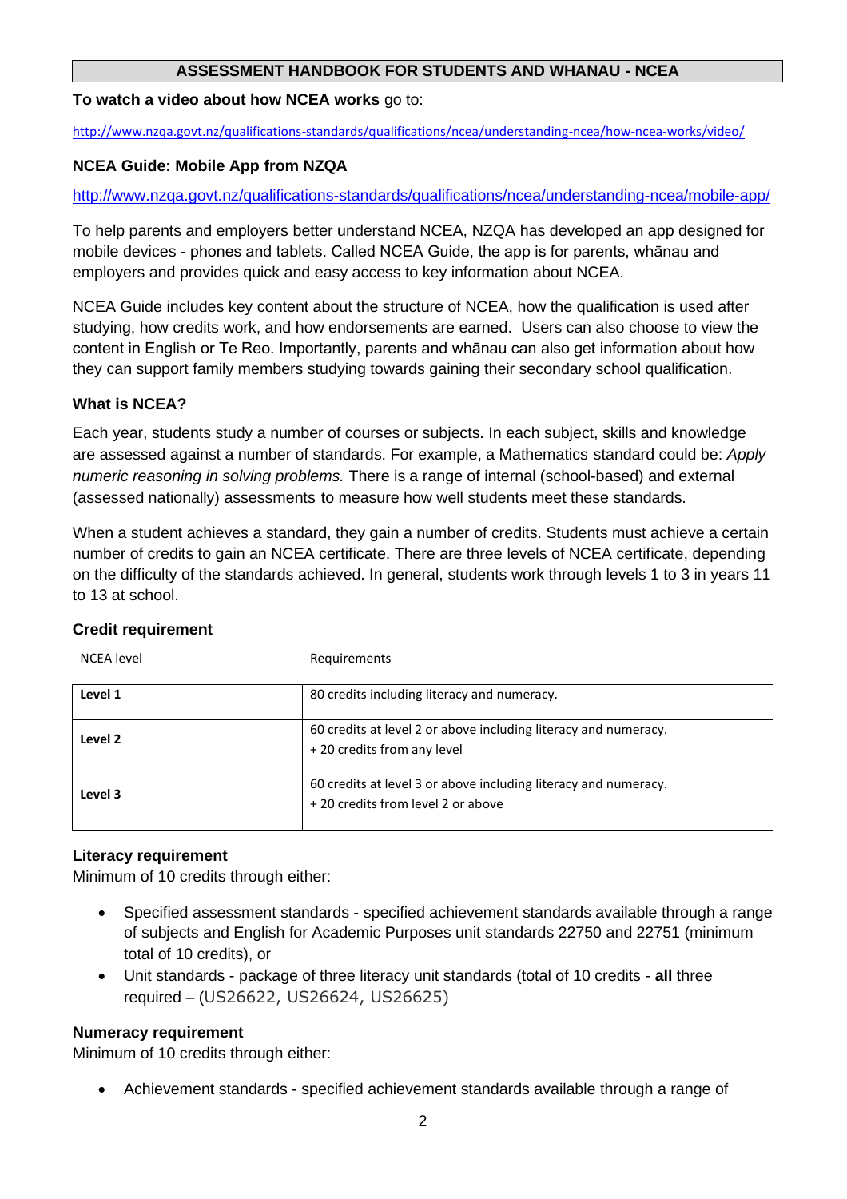# ASSESSMENT HANDBOOK FOR STUDENTS AND WHANAU - NCEA

**To watch a video about how NCEA works** go to:

http://www.nzqa.govt.nz/qualifications-standards/qualifications/ncea/understanding-ncea/how-ncea-works/video/

### NCEA Guide: Mobile App from NZQA

http://www.nzqa.govt.nz/qualifications-standards/qualifications/ncea/understanding-ncea/mobile-app/

To help parents and employers better understand NCEA, NZQA has developed an app designed for mobile devices - phones and tablets. Called NCEA Guide, the app is for parents, whānau and employers and provides quick and easy access to key information about NCEA.

NCEA Guide includes key content about the structure of NCEA, how the qualification is used after studying, how credits work, and how endorsements are earned. Users can also choose to view the content in English or Te Reo. Importantly, parents and whānau can also get information about how they can support family members studying towards gaining their secondary school qualification.

### What is NCEA?

Each year, students study a number of courses or subjects. In each subject, skills and knowledge are assessed against a number of standards. For example, a Mathematics standard could be: *Apply numeric reasoning in solving problems.* There is a range of internal (school-based) and external (assessed nationally) assessments to measure how well students meet these standards.

When a student achieves a standard, they gain a number of credits. Students must achieve a certain number of credits to gain an NCEA certificate. There are three levels of NCEA certificate, depending on the difficulty of the standards achieved. In general, students work through levels 1 to 3 in years 11 to 13 at school.

### Credit requirement

| NCEA level | Requirements |
|---|---|
| **Level 1** | 80 credits including literacy and numeracy. |
| **Level 2** | 60 credits at level 2 or above including literacy and numeracy.<br>+ 20 credits from any level |
| **Level 3** | 60 credits at level 3 or above including literacy and numeracy.<br>+ 20 credits from level 2 or above |

### Literacy requirement

Minimum of 10 credits through either:

- Specified assessment standards - specified achievement standards available through a range of subjects and English for Academic Purposes unit standards 22750 and 22751 (minimum total of 10 credits), or
- Unit standards - package of three literacy unit standards (total of 10 credits - **all** three required – (US26622, US26624, US26625)

### Numeracy requirement

Minimum of 10 credits through either:

- Achievement standards - specified achievement standards available through a range of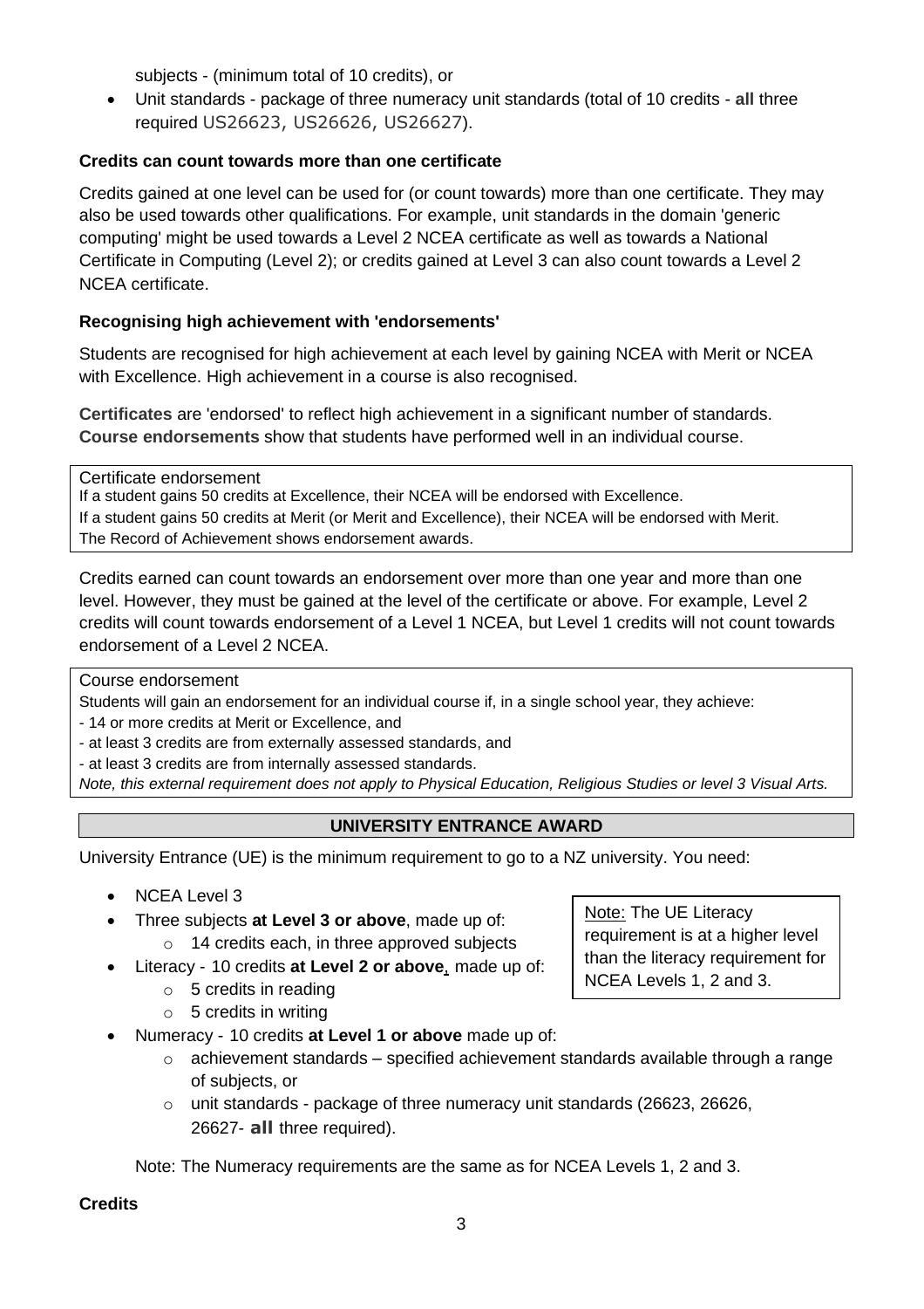subjects - (minimum total of 10 credits), or

- Unit standards - package of three numeracy unit standards (total of 10 credits - **all** three required US26623, US26626, US26627).

**Credits can count towards more than one certificate**

Credits gained at one level can be used for (or count towards) more than one certificate. They may also be used towards other qualifications. For example, unit standards in the domain 'generic computing' might be used towards a Level 2 NCEA certificate as well as towards a National Certificate in Computing (Level 2); or credits gained at Level 3 can also count towards a Level 2 NCEA certificate.

**Recognising high achievement with 'endorsements'**

Students are recognised for high achievement at each level by gaining NCEA with Merit or NCEA with Excellence. High achievement in a course is also recognised.

**Certificates** are 'endorsed' to reflect high achievement in a significant number of standards. **Course endorsements** show that students have performed well in an individual course.

Certificate endorsement
If a student gains 50 credits at Excellence, their NCEA will be endorsed with Excellence.
If a student gains 50 credits at Merit (or Merit and Excellence), their NCEA will be endorsed with Merit.
The Record of Achievement shows endorsement awards.

Credits earned can count towards an endorsement over more than one year and more than one level. However, they must be gained at the level of the certificate or above. For example, Level 2 credits will count towards endorsement of a Level 1 NCEA, but Level 1 credits will not count towards endorsement of a Level 2 NCEA.

Course endorsement
Students will gain an endorsement for an individual course if, in a single school year, they achieve:
- 14 or more credits at Merit or Excellence, and
- at least 3 credits are from externally assessed standards, and
- at least 3 credits are from internally assessed standards.

*Note, this external requirement does not apply to Physical Education, Religious Studies or level 3 Visual Arts.*

## UNIVERSITY ENTRANCE AWARD

University Entrance (UE) is the minimum requirement to go to a NZ university. You need:

- NCEA Level 3
- Three subjects **at Level 3 or above**, made up of:
  - 14 credits each, in three approved subjects
- Literacy - 10 credits **at Level 2 or above**, made up of:
  - 5 credits in reading
  - 5 credits in writing
- Numeracy - 10 credits **at Level 1 or above** made up of:
  - achievement standards – specified achievement standards available through a range of subjects, or
  - unit standards - package of three numeracy unit standards (26623, 26626, 26627- **all** three required).

Note: The UE Literacy requirement is at a higher level than the literacy requirement for NCEA Levels 1, 2 and 3.

Note: The Numeracy requirements are the same as for NCEA Levels 1, 2 and 3.

**Credits**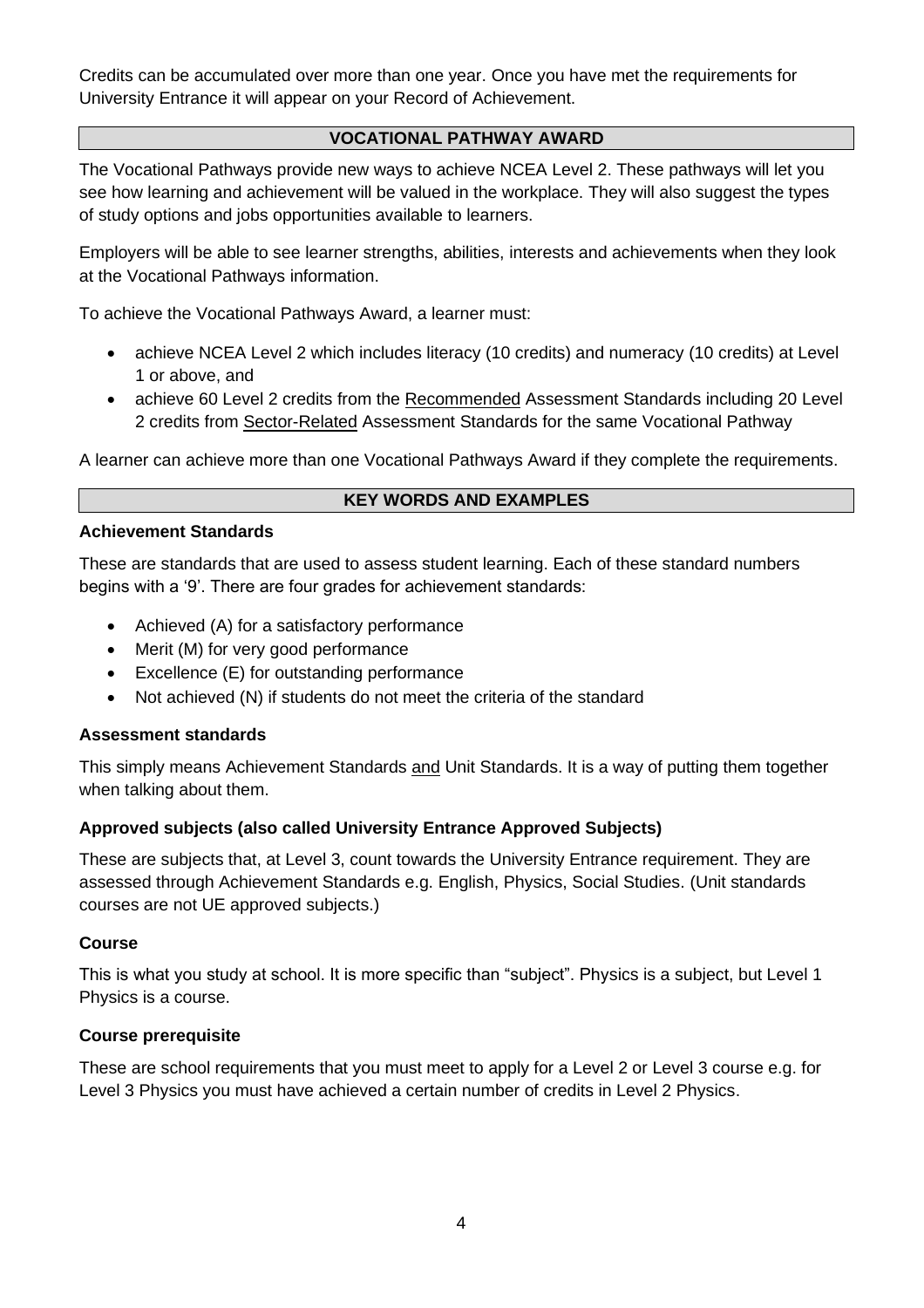Credits can be accumulated over more than one year. Once you have met the requirements for University Entrance it will appear on your Record of Achievement.

## VOCATIONAL PATHWAY AWARD

The Vocational Pathways provide new ways to achieve NCEA Level 2. These pathways will let you see how learning and achievement will be valued in the workplace. They will also suggest the types of study options and jobs opportunities available to learners.

Employers will be able to see learner strengths, abilities, interests and achievements when they look at the Vocational Pathways information.

To achieve the Vocational Pathways Award, a learner must:

- achieve NCEA Level 2 which includes literacy (10 credits) and numeracy (10 credits) at Level 1 or above, and
- achieve 60 Level 2 credits from the Recommended Assessment Standards including 20 Level 2 credits from Sector-Related Assessment Standards for the same Vocational Pathway

A learner can achieve more than one Vocational Pathways Award if they complete the requirements.

## KEY WORDS AND EXAMPLES

### Achievement Standards

These are standards that are used to assess student learning. Each of these standard numbers begins with a '9'. There are four grades for achievement standards:

- Achieved (A) for a satisfactory performance
- Merit (M) for very good performance
- Excellence (E) for outstanding performance
- Not achieved (N) if students do not meet the criteria of the standard

### Assessment standards

This simply means Achievement Standards and Unit Standards. It is a way of putting them together when talking about them.

### Approved subjects (also called University Entrance Approved Subjects)

These are subjects that, at Level 3, count towards the University Entrance requirement. They are assessed through Achievement Standards e.g. English, Physics, Social Studies. (Unit standards courses are not UE approved subjects.)

### Course

This is what you study at school. It is more specific than "subject". Physics is a subject, but Level 1 Physics is a course.

### Course prerequisite

These are school requirements that you must meet to apply for a Level 2 or Level 3 course e.g. for Level 3 Physics you must have achieved a certain number of credits in Level 2 Physics.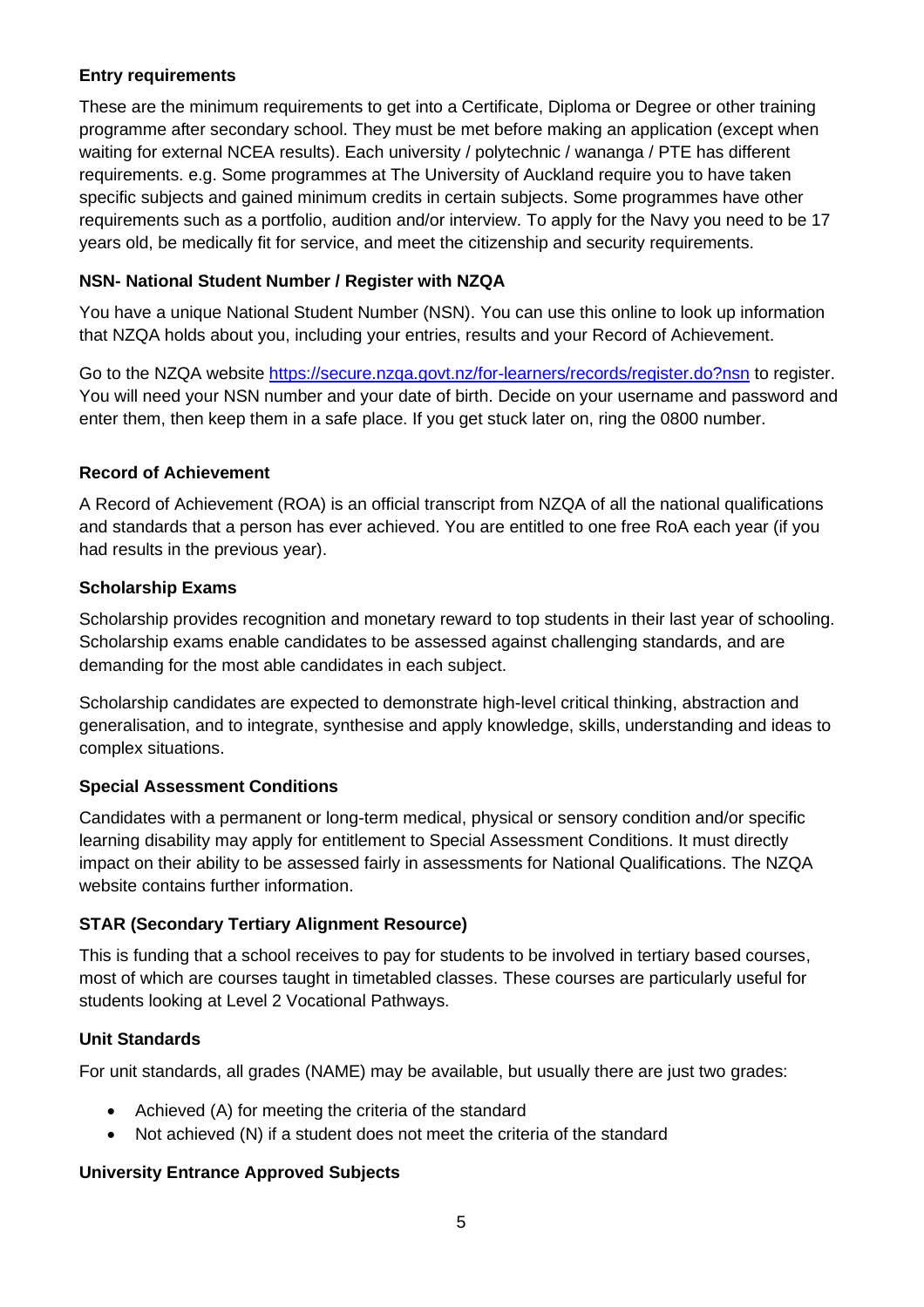**Entry requirements**

These are the minimum requirements to get into a Certificate, Diploma or Degree or other training programme after secondary school. They must be met before making an application (except when waiting for external NCEA results). Each university / polytechnic / wananga / PTE has different requirements. e.g. Some programmes at The University of Auckland require you to have taken specific subjects and gained minimum credits in certain subjects. Some programmes have other requirements such as a portfolio, audition and/or interview. To apply for the Navy you need to be 17 years old, be medically fit for service, and meet the citizenship and security requirements.

**NSN- National Student Number / Register with NZQA**

You have a unique National Student Number (NSN). You can use this online to look up information that NZQA holds about you, including your entries, results and your Record of Achievement.

Go to the NZQA website [https://secure.nzqa.govt.nz/for-learners/records/register.do?nsn](https://secure.nzqa.govt.nz/for-learners/records/register.do?nsn) to register. You will need your NSN number and your date of birth. Decide on your username and password and enter them, then keep them in a safe place. If you get stuck later on, ring the 0800 number.

**Record of Achievement**

A Record of Achievement (ROA) is an official transcript from NZQA of all the national qualifications and standards that a person has ever achieved. You are entitled to one free RoA each year (if you had results in the previous year).

**Scholarship Exams**

Scholarship provides recognition and monetary reward to top students in their last year of schooling. Scholarship exams enable candidates to be assessed against challenging standards, and are demanding for the most able candidates in each subject.

Scholarship candidates are expected to demonstrate high-level critical thinking, abstraction and generalisation, and to integrate, synthesise and apply knowledge, skills, understanding and ideas to complex situations.

**Special Assessment Conditions**

Candidates with a permanent or long-term medical, physical or sensory condition and/or specific learning disability may apply for entitlement to Special Assessment Conditions. It must directly impact on their ability to be assessed fairly in assessments for National Qualifications. The NZQA website contains further information.

**STAR (Secondary Tertiary Alignment Resource)**

This is funding that a school receives to pay for students to be involved in tertiary based courses, most of which are courses taught in timetabled classes. These courses are particularly useful for students looking at Level 2 Vocational Pathways.

**Unit Standards**

For unit standards, all grades (NAME) may be available, but usually there are just two grades:

- Achieved (A) for meeting the criteria of the standard
- Not achieved (N) if a student does not meet the criteria of the standard

**University Entrance Approved Subjects**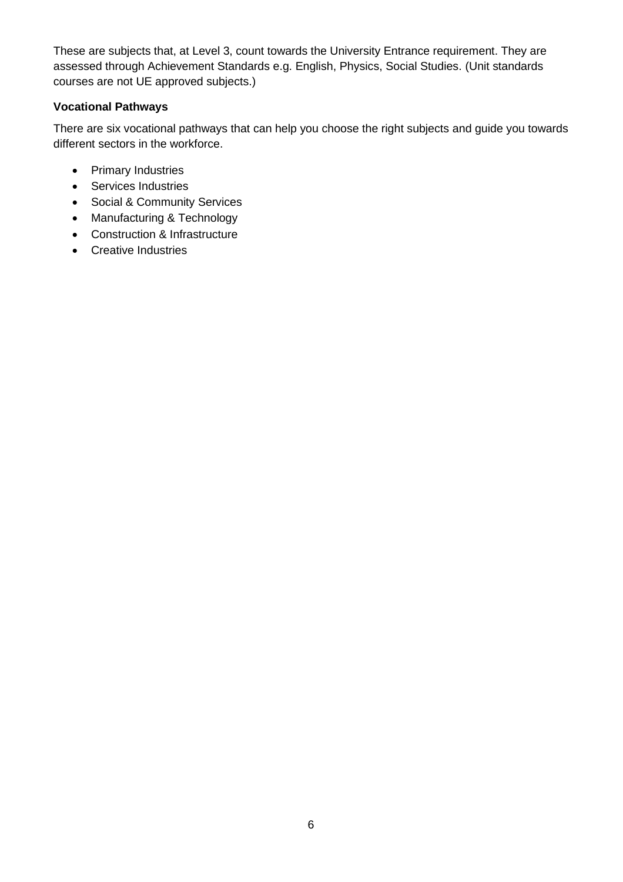These are subjects that, at Level 3, count towards the University Entrance requirement. They are assessed through Achievement Standards e.g. English, Physics, Social Studies. (Unit standards courses are not UE approved subjects.)

**Vocational Pathways**

There are six vocational pathways that can help you choose the right subjects and guide you towards different sectors in the workforce.

- Primary Industries
- Services Industries
- Social & Community Services
- Manufacturing & Technology
- Construction & Infrastructure
- Creative Industries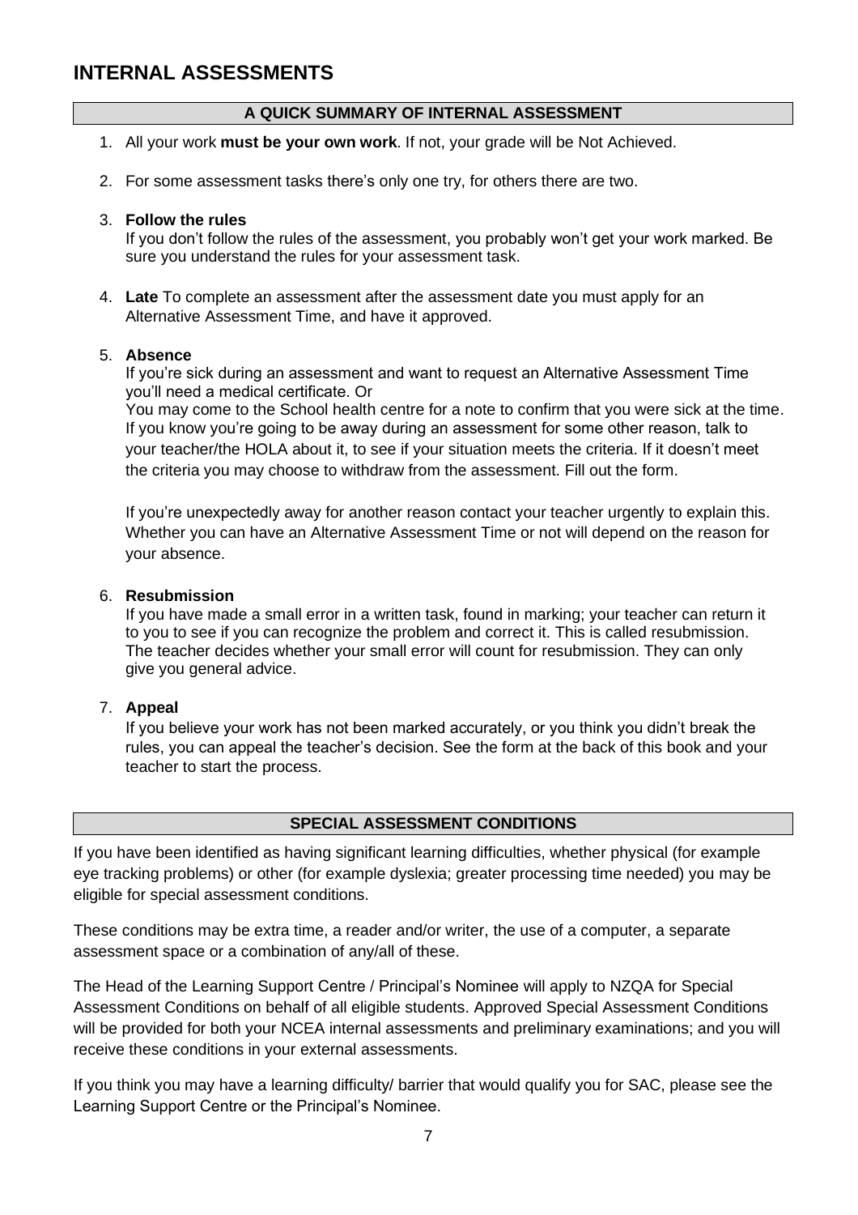# INTERNAL ASSESSMENTS

## A QUICK SUMMARY OF INTERNAL ASSESSMENT

1. All your work **must be your own work**. If not, your grade will be Not Achieved.

2. For some assessment tasks there's only one try, for others there are two.

3. **Follow the rules**
   If you don't follow the rules of the assessment, you probably won't get your work marked. Be sure you understand the rules for your assessment task.

4. **Late** To complete an assessment after the assessment date you must apply for an Alternative Assessment Time, and have it approved.

5. **Absence**
   If you're sick during an assessment and want to request an Alternative Assessment Time you'll need a medical certificate. Or
   You may come to the School health centre for a note to confirm that you were sick at the time. If you know you're going to be away during an assessment for some other reason, talk to your teacher/the HOLA about it, to see if your situation meets the criteria. If it doesn't meet the criteria you may choose to withdraw from the assessment. Fill out the form.

   If you're unexpectedly away for another reason contact your teacher urgently to explain this. Whether you can have an Alternative Assessment Time or not will depend on the reason for your absence.

6. **Resubmission**
   If you have made a small error in a written task, found in marking; your teacher can return it to you to see if you can recognize the problem and correct it. This is called resubmission. The teacher decides whether your small error will count for resubmission. They can only give you general advice.

7. **Appeal**
   If you believe your work has not been marked accurately, or you think you didn't break the rules, you can appeal the teacher's decision. See the form at the back of this book and your teacher to start the process.

## SPECIAL ASSESSMENT CONDITIONS

If you have been identified as having significant learning difficulties, whether physical (for example eye tracking problems) or other (for example dyslexia; greater processing time needed) you may be eligible for special assessment conditions.

These conditions may be extra time, a reader and/or writer, the use of a computer, a separate assessment space or a combination of any/all of these.

The Head of the Learning Support Centre / Principal's Nominee will apply to NZQA for Special Assessment Conditions on behalf of all eligible students. Approved Special Assessment Conditions will be provided for both your NCEA internal assessments and preliminary examinations; and you will receive these conditions in your external assessments.

If you think you may have a learning difficulty/ barrier that would qualify you for SAC, please see the Learning Support Centre or the Principal's Nominee.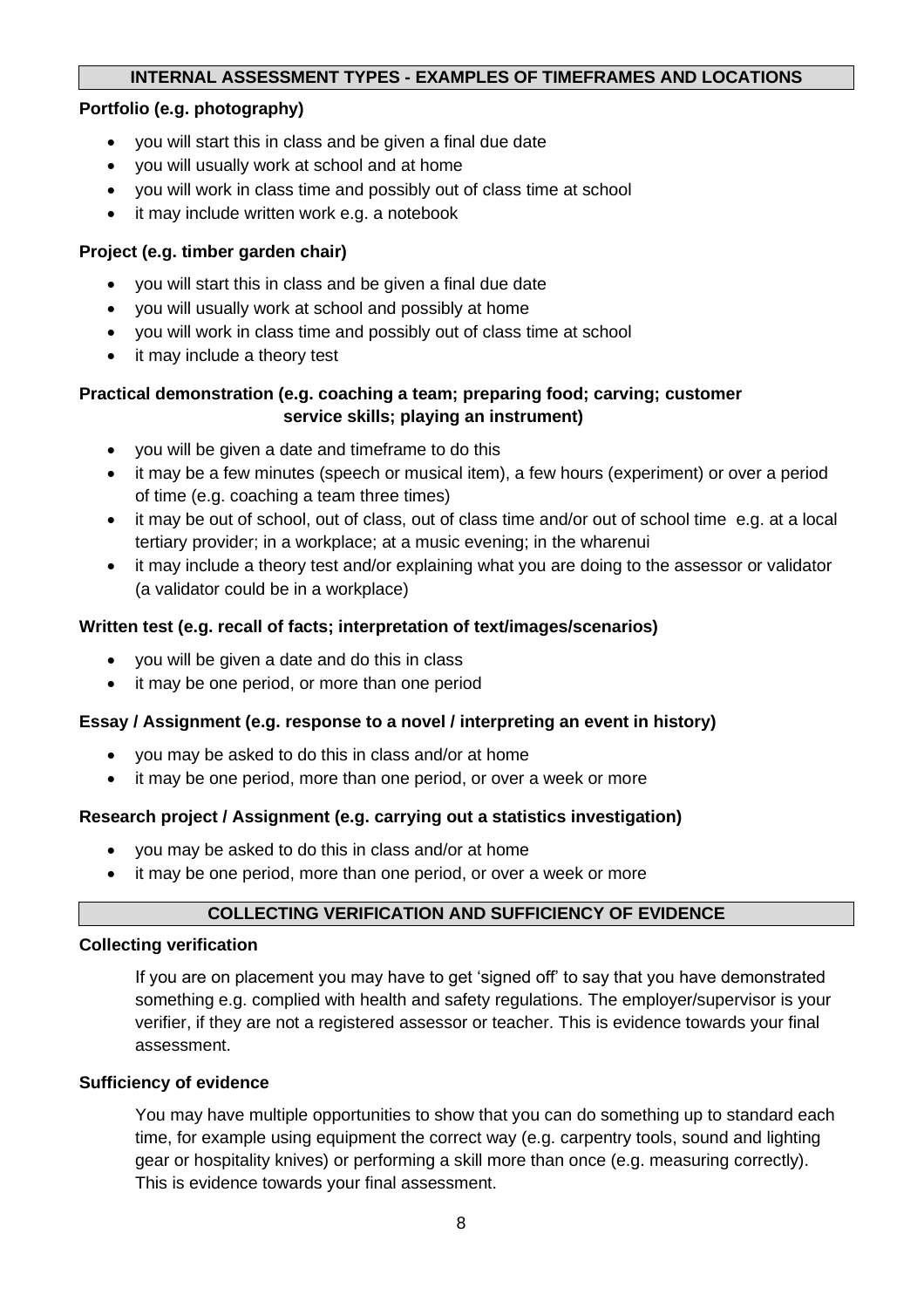## INTERNAL ASSESSMENT TYPES - EXAMPLES OF TIMEFRAMES AND LOCATIONS

**Portfolio (e.g. photography)**

- you will start this in class and be given a final due date
- you will usually work at school and at home
- you will work in class time and possibly out of class time at school
- it may include written work e.g. a notebook

**Project (e.g. timber garden chair)**

- you will start this in class and be given a final due date
- you will usually work at school and possibly at home
- you will work in class time and possibly out of class time at school
- it may include a theory test

**Practical demonstration (e.g. coaching a team; preparing food; carving; customer service skills; playing an instrument)**

- you will be given a date and timeframe to do this
- it may be a few minutes (speech or musical item), a few hours (experiment) or over a period of time (e.g. coaching a team three times)
- it may be out of school, out of class, out of class time and/or out of school time e.g. at a local tertiary provider; in a workplace; at a music evening; in the wharenui
- it may include a theory test and/or explaining what you are doing to the assessor or validator (a validator could be in a workplace)

**Written test (e.g. recall of facts; interpretation of text/images/scenarios)**

- you will be given a date and do this in class
- it may be one period, or more than one period

**Essay / Assignment (e.g. response to a novel / interpreting an event in history)**

- you may be asked to do this in class and/or at home
- it may be one period, more than one period, or over a week or more

**Research project / Assignment (e.g. carrying out a statistics investigation)**

- you may be asked to do this in class and/or at home
- it may be one period, more than one period, or over a week or more

## COLLECTING VERIFICATION AND SUFFICIENCY OF EVIDENCE

**Collecting verification**

If you are on placement you may have to get 'signed off' to say that you have demonstrated something e.g. complied with health and safety regulations. The employer/supervisor is your verifier, if they are not a registered assessor or teacher. This is evidence towards your final assessment.

**Sufficiency of evidence**

You may have multiple opportunities to show that you can do something up to standard each time, for example using equipment the correct way (e.g. carpentry tools, sound and lighting gear or hospitality knives) or performing a skill more than once (e.g. measuring correctly). This is evidence towards your final assessment.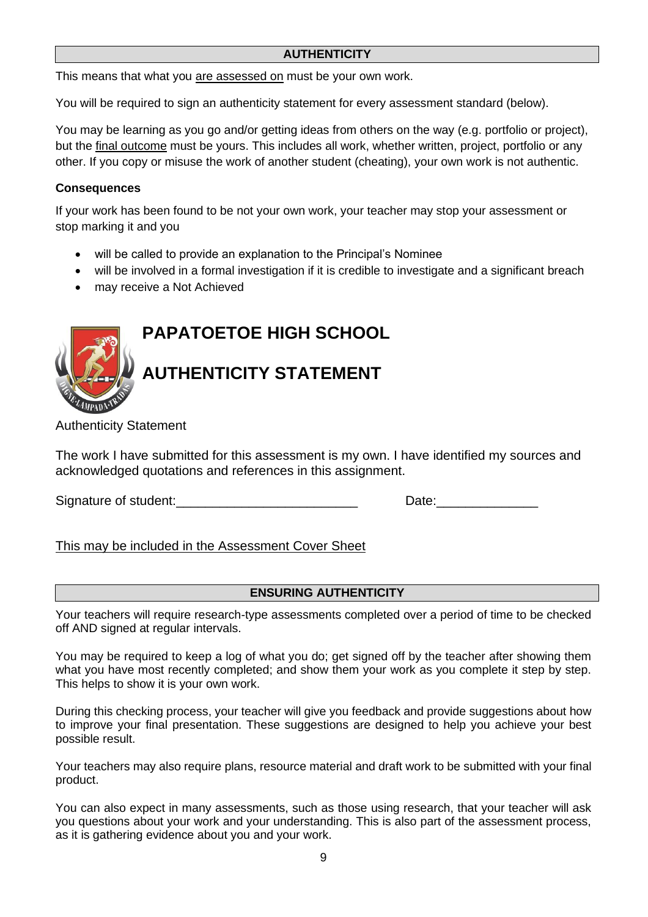## AUTHENTICITY

This means that what you <u>are assessed on</u> must be your own work.

You will be required to sign an authenticity statement for every assessment standard (below).

You may be learning as you go and/or getting ideas from others on the way (e.g. portfolio or project), but the <u>final outcome</u> must be yours. This includes all work, whether written, project, portfolio or any other. If you copy or misuse the work of another student (cheating), your own work is not authentic.

**Consequences**

If your work has been found to be not your own work, your teacher may stop your assessment or stop marking it and you

- will be called to provide an explanation to the Principal's Nominee
- will be involved in a formal investigation if it is credible to investigate and a significant breach
- may receive a Not Achieved

# PAPATOETOE HIGH SCHOOL

# AUTHENTICITY STATEMENT

Authenticity Statement

The work I have submitted for this assessment is my own. I have identified my sources and acknowledged quotations and references in this assignment.

Signature of student:_________________________ Date:______________

<u>This may be included in the Assessment Cover Sheet</u>

## ENSURING AUTHENTICITY

Your teachers will require research-type assessments completed over a period of time to be checked off AND signed at regular intervals.

You may be required to keep a log of what you do; get signed off by the teacher after showing them what you have most recently completed; and show them your work as you complete it step by step. This helps to show it is your own work.

During this checking process, your teacher will give you feedback and provide suggestions about how to improve your final presentation. These suggestions are designed to help you achieve your best possible result.

Your teachers may also require plans, resource material and draft work to be submitted with your final product.

You can also expect in many assessments, such as those using research, that your teacher will ask you questions about your work and your understanding. This is also part of the assessment process, as it is gathering evidence about you and your work.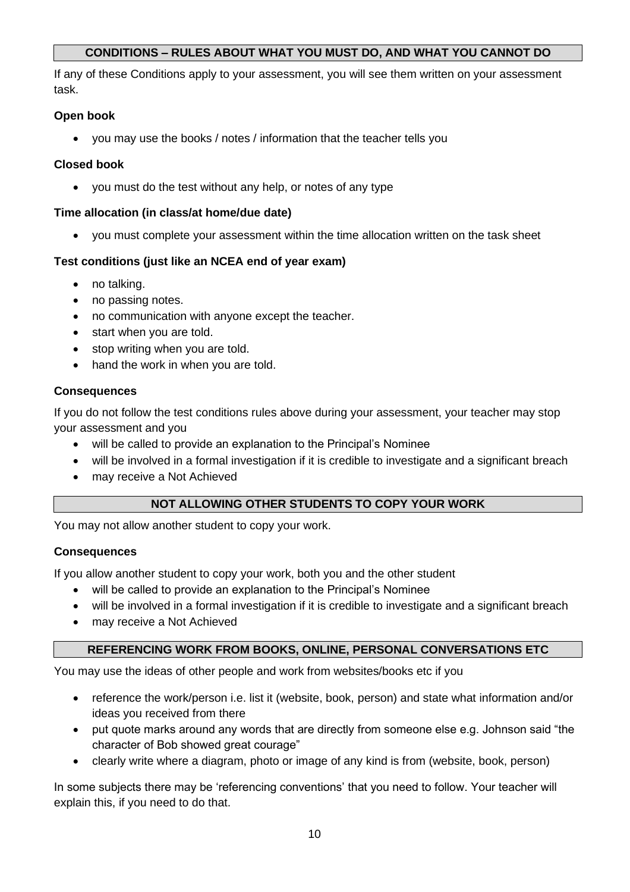## CONDITIONS – RULES ABOUT WHAT YOU MUST DO, AND WHAT YOU CANNOT DO

If any of these Conditions apply to your assessment, you will see them written on your assessment task.

**Open book**

- you may use the books / notes / information that the teacher tells you

**Closed book**

- you must do the test without any help, or notes of any type

**Time allocation (in class/at home/due date)**

- you must complete your assessment within the time allocation written on the task sheet

**Test conditions (just like an NCEA end of year exam)**

- no talking.
- no passing notes.
- no communication with anyone except the teacher.
- start when you are told.
- stop writing when you are told.
- hand the work in when you are told.

**Consequences**

If you do not follow the test conditions rules above during your assessment, your teacher may stop your assessment and you

- will be called to provide an explanation to the Principal's Nominee
- will be involved in a formal investigation if it is credible to investigate and a significant breach
- may receive a Not Achieved

## NOT ALLOWING OTHER STUDENTS TO COPY YOUR WORK

You may not allow another student to copy your work.

**Consequences**

If you allow another student to copy your work, both you and the other student

- will be called to provide an explanation to the Principal's Nominee
- will be involved in a formal investigation if it is credible to investigate and a significant breach
- may receive a Not Achieved

## REFERENCING WORK FROM BOOKS, ONLINE, PERSONAL CONVERSATIONS ETC

You may use the ideas of other people and work from websites/books etc if you

- reference the work/person i.e. list it (website, book, person) and state what information and/or ideas you received from there
- put quote marks around any words that are directly from someone else e.g. Johnson said "the character of Bob showed great courage"
- clearly write where a diagram, photo or image of any kind is from (website, book, person)

In some subjects there may be 'referencing conventions' that you need to follow. Your teacher will explain this, if you need to do that.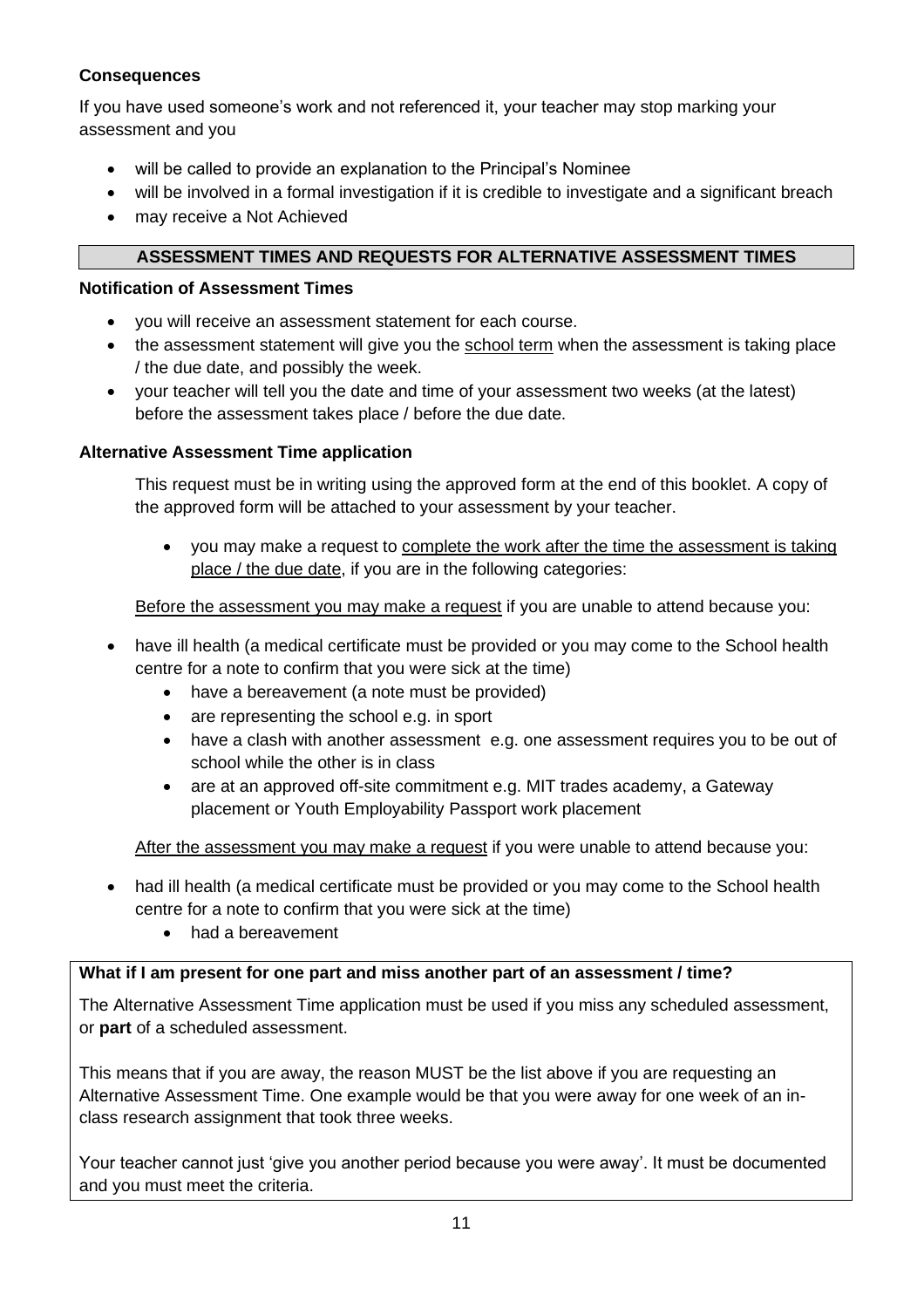**Consequences**

If you have used someone's work and not referenced it, your teacher may stop marking your assessment and you

- will be called to provide an explanation to the Principal's Nominee
- will be involved in a formal investigation if it is credible to investigate and a significant breach
- may receive a Not Achieved

## ASSESSMENT TIMES AND REQUESTS FOR ALTERNATIVE ASSESSMENT TIMES

**Notification of Assessment Times**

- you will receive an assessment statement for each course.
- the assessment statement will give you the school term when the assessment is taking place / the due date, and possibly the week.
- your teacher will tell you the date and time of your assessment two weeks (at the latest) before the assessment takes place / before the due date.

**Alternative Assessment Time application**

This request must be in writing using the approved form at the end of this booklet. A copy of the approved form will be attached to your assessment by your teacher.

- you may make a request to complete the work after the time the assessment is taking place / the due date, if you are in the following categories:

Before the assessment you may make a request if you are unable to attend because you:

- have ill health (a medical certificate must be provided or you may come to the School health centre for a note to confirm that you were sick at the time)
  - have a bereavement (a note must be provided)
  - are representing the school e.g. in sport
  - have a clash with another assessment e.g. one assessment requires you to be out of school while the other is in class
  - are at an approved off-site commitment e.g. MIT trades academy, a Gateway placement or Youth Employability Passport work placement

After the assessment you may make a request if you were unable to attend because you:

- had ill health (a medical certificate must be provided or you may come to the School health centre for a note to confirm that you were sick at the time)
  - had a bereavement

**What if I am present for one part and miss another part of an assessment / time?**

The Alternative Assessment Time application must be used if you miss any scheduled assessment, or **part** of a scheduled assessment.

This means that if you are away, the reason MUST be the list above if you are requesting an Alternative Assessment Time. One example would be that you were away for one week of an in-class research assignment that took three weeks.

Your teacher cannot just 'give you another period because you were away'. It must be documented and you must meet the criteria.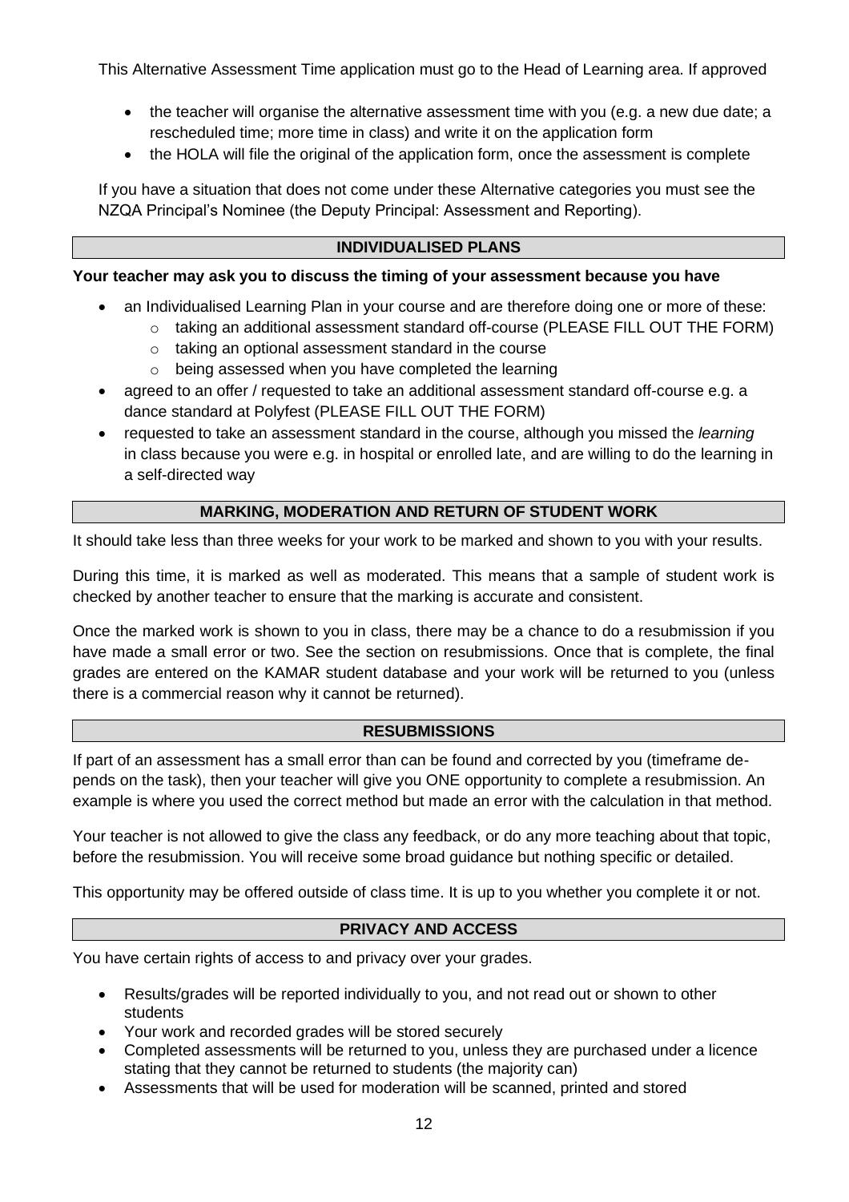This Alternative Assessment Time application must go to the Head of Learning area. If approved

- the teacher will organise the alternative assessment time with you (e.g. a new due date; a rescheduled time; more time in class) and write it on the application form
- the HOLA will file the original of the application form, once the assessment is complete

If you have a situation that does not come under these Alternative categories you must see the NZQA Principal's Nominee (the Deputy Principal: Assessment and Reporting).

## INDIVIDUALISED PLANS

**Your teacher may ask you to discuss the timing of your assessment because you have**

- an Individualised Learning Plan in your course and are therefore doing one or more of these:
  - taking an additional assessment standard off-course (PLEASE FILL OUT THE FORM)
  - taking an optional assessment standard in the course
  - being assessed when you have completed the learning
- agreed to an offer / requested to take an additional assessment standard off-course e.g. a dance standard at Polyfest (PLEASE FILL OUT THE FORM)
- requested to take an assessment standard in the course, although you missed the *learning* in class because you were e.g. in hospital or enrolled late, and are willing to do the learning in a self-directed way

## MARKING, MODERATION AND RETURN OF STUDENT WORK

It should take less than three weeks for your work to be marked and shown to you with your results.

During this time, it is marked as well as moderated. This means that a sample of student work is checked by another teacher to ensure that the marking is accurate and consistent.

Once the marked work is shown to you in class, there may be a chance to do a resubmission if you have made a small error or two. See the section on resubmissions. Once that is complete, the final grades are entered on the KAMAR student database and your work will be returned to you (unless there is a commercial reason why it cannot be returned).

## RESUBMISSIONS

If part of an assessment has a small error than can be found and corrected by you (timeframe depends on the task), then your teacher will give you ONE opportunity to complete a resubmission. An example is where you used the correct method but made an error with the calculation in that method.

Your teacher is not allowed to give the class any feedback, or do any more teaching about that topic, before the resubmission. You will receive some broad guidance but nothing specific or detailed.

This opportunity may be offered outside of class time. It is up to you whether you complete it or not.

## PRIVACY AND ACCESS

You have certain rights of access to and privacy over your grades.

- Results/grades will be reported individually to you, and not read out or shown to other students
- Your work and recorded grades will be stored securely
- Completed assessments will be returned to you, unless they are purchased under a licence stating that they cannot be returned to students (the majority can)
- Assessments that will be used for moderation will be scanned, printed and stored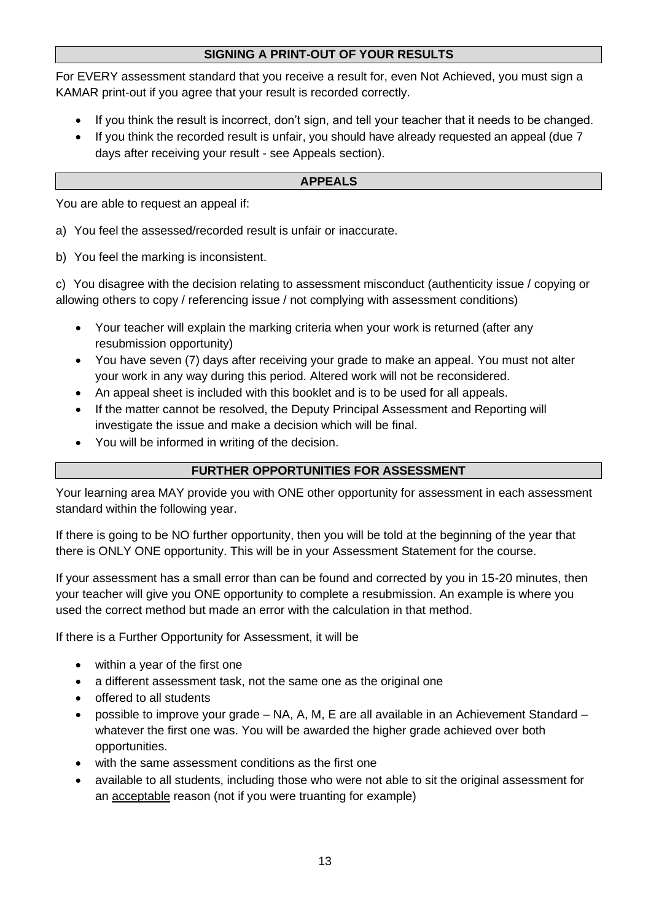## SIGNING A PRINT-OUT OF YOUR RESULTS

For EVERY assessment standard that you receive a result for, even Not Achieved, you must sign a KAMAR print-out if you agree that your result is recorded correctly.

- If you think the result is incorrect, don't sign, and tell your teacher that it needs to be changed.
- If you think the recorded result is unfair, you should have already requested an appeal (due 7 days after receiving your result - see Appeals section).

## APPEALS

You are able to request an appeal if:

a) You feel the assessed/recorded result is unfair or inaccurate.

b) You feel the marking is inconsistent.

c) You disagree with the decision relating to assessment misconduct (authenticity issue / copying or allowing others to copy / referencing issue / not complying with assessment conditions)

- Your teacher will explain the marking criteria when your work is returned (after any resubmission opportunity)
- You have seven (7) days after receiving your grade to make an appeal. You must not alter your work in any way during this period. Altered work will not be reconsidered.
- An appeal sheet is included with this booklet and is to be used for all appeals.
- If the matter cannot be resolved, the Deputy Principal Assessment and Reporting will investigate the issue and make a decision which will be final.
- You will be informed in writing of the decision.

## FURTHER OPPORTUNITIES FOR ASSESSMENT

Your learning area MAY provide you with ONE other opportunity for assessment in each assessment standard within the following year.

If there is going to be NO further opportunity, then you will be told at the beginning of the year that there is ONLY ONE opportunity. This will be in your Assessment Statement for the course.

If your assessment has a small error than can be found and corrected by you in 15-20 minutes, then your teacher will give you ONE opportunity to complete a resubmission. An example is where you used the correct method but made an error with the calculation in that method.

If there is a Further Opportunity for Assessment, it will be

- within a year of the first one
- a different assessment task, not the same one as the original one
- offered to all students
- possible to improve your grade – NA, A, M, E are all available in an Achievement Standard – whatever the first one was. You will be awarded the higher grade achieved over both opportunities.
- with the same assessment conditions as the first one
- available to all students, including those who were not able to sit the original assessment for an acceptable reason (not if you were truanting for example)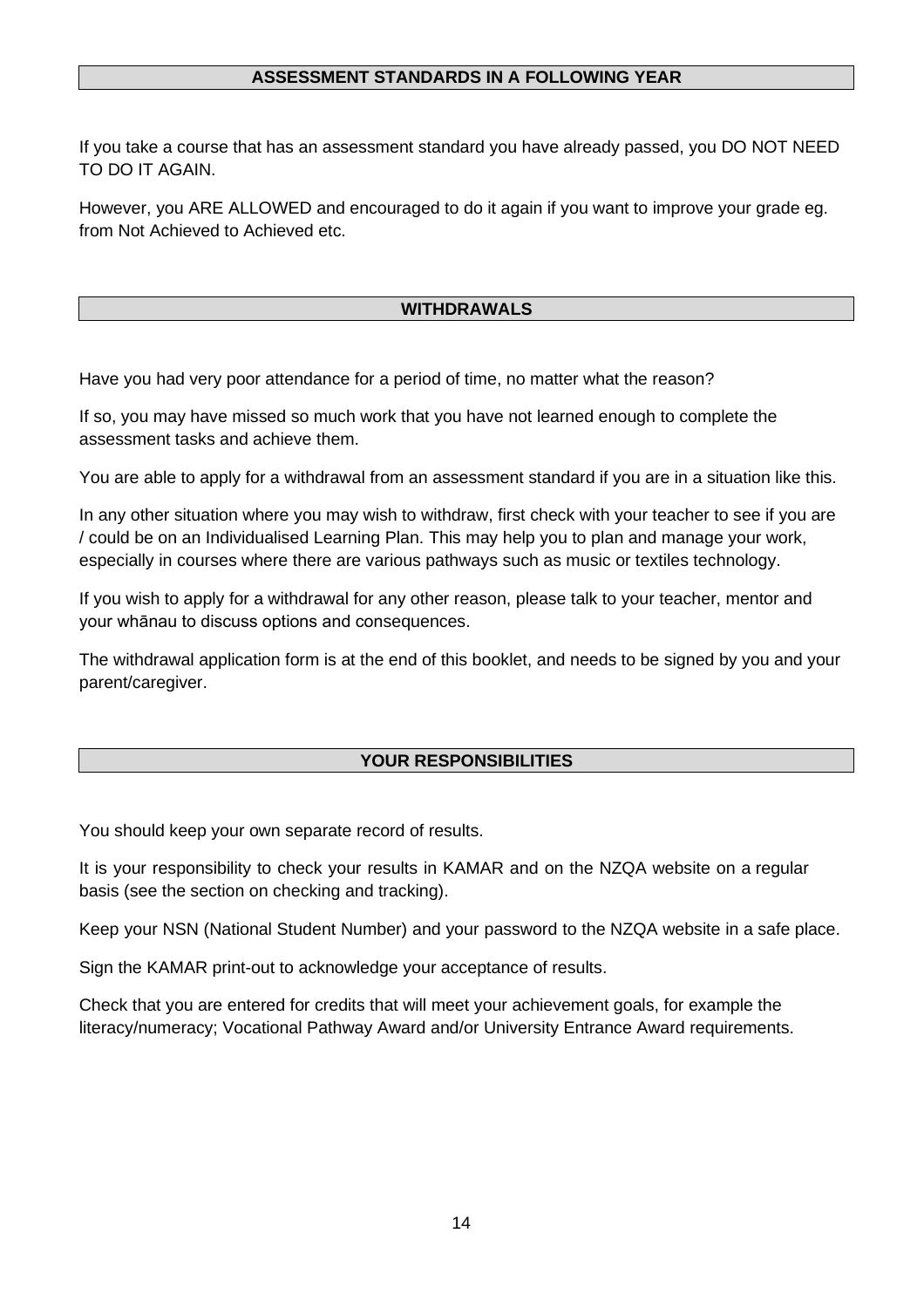## ASSESSMENT STANDARDS IN A FOLLOWING YEAR

If you take a course that has an assessment standard you have already passed, you DO NOT NEED TO DO IT AGAIN.

However, you ARE ALLOWED and encouraged to do it again if you want to improve your grade eg. from Not Achieved to Achieved etc.

## WITHDRAWALS

Have you had very poor attendance for a period of time, no matter what the reason?

If so, you may have missed so much work that you have not learned enough to complete the assessment tasks and achieve them.

You are able to apply for a withdrawal from an assessment standard if you are in a situation like this.

In any other situation where you may wish to withdraw, first check with your teacher to see if you are / could be on an Individualised Learning Plan. This may help you to plan and manage your work, especially in courses where there are various pathways such as music or textiles technology.

If you wish to apply for a withdrawal for any other reason, please talk to your teacher, mentor and your whānau to discuss options and consequences.

The withdrawal application form is at the end of this booklet, and needs to be signed by you and your parent/caregiver.

## YOUR RESPONSIBILITIES

You should keep your own separate record of results.

It is your responsibility to check your results in KAMAR and on the NZQA website on a regular basis (see the section on checking and tracking).

Keep your NSN (National Student Number) and your password to the NZQA website in a safe place.

Sign the KAMAR print-out to acknowledge your acceptance of results.

Check that you are entered for credits that will meet your achievement goals, for example the literacy/numeracy; Vocational Pathway Award and/or University Entrance Award requirements.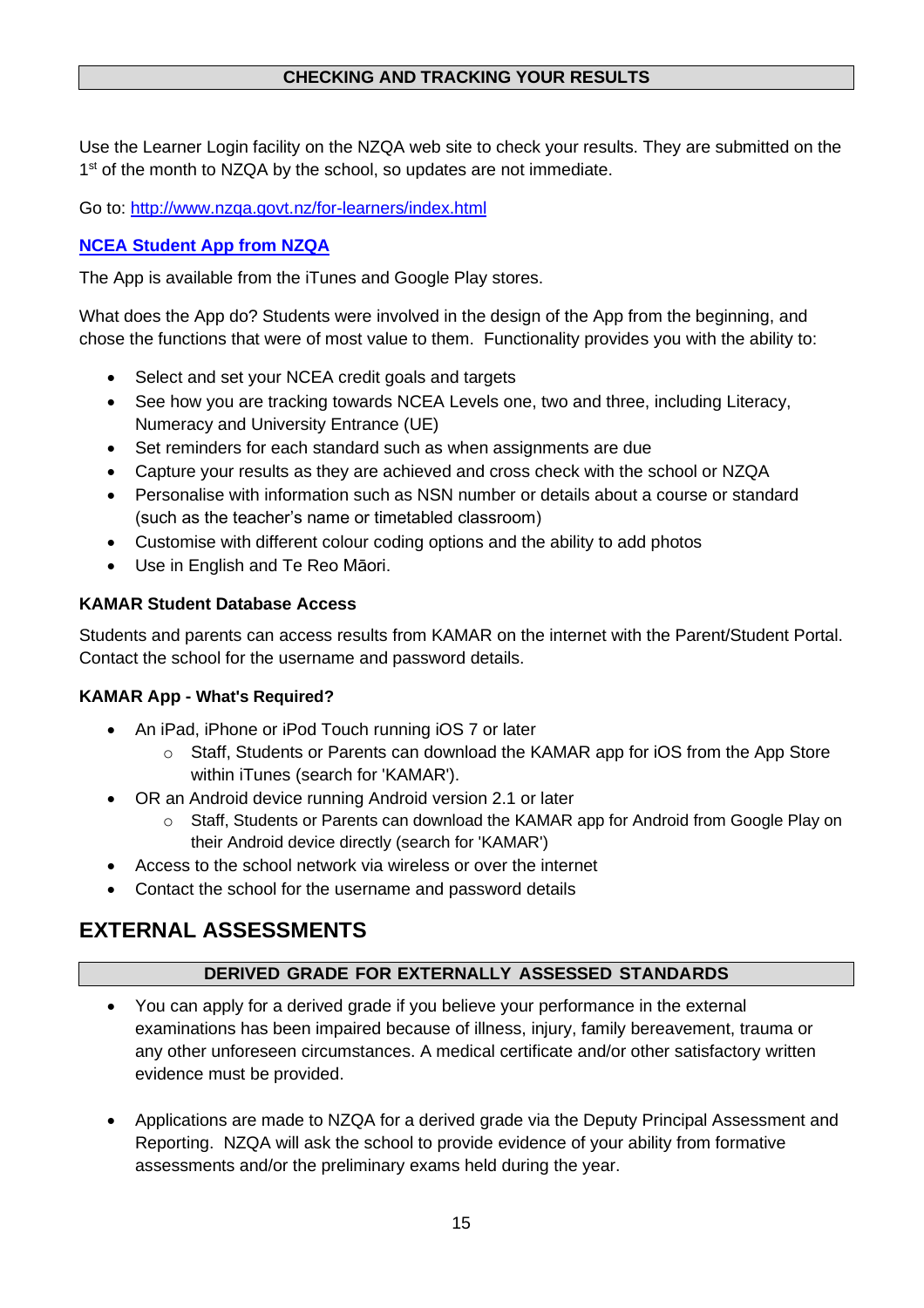## CHECKING AND TRACKING YOUR RESULTS

Use the Learner Login facility on the NZQA web site to check your results. They are submitted on the 1st of the month to NZQA by the school, so updates are not immediate.

Go to: [http://www.nzqa.govt.nz/for-learners/index.html](http://www.nzqa.govt.nz/for-learners/index.html)

### NCEA Student App from NZQA

The App is available from the iTunes and Google Play stores.

What does the App do? Students were involved in the design of the App from the beginning, and chose the functions that were of most value to them. Functionality provides you with the ability to:

- Select and set your NCEA credit goals and targets
- See how you are tracking towards NCEA Levels one, two and three, including Literacy, Numeracy and University Entrance (UE)
- Set reminders for each standard such as when assignments are due
- Capture your results as they are achieved and cross check with the school or NZQA
- Personalise with information such as NSN number or details about a course or standard (such as the teacher's name or timetabled classroom)
- Customise with different colour coding options and the ability to add photos
- Use in English and Te Reo Māori.

### KAMAR Student Database Access

Students and parents can access results from KAMAR on the internet with the Parent/Student Portal. Contact the school for the username and password details.

### KAMAR App - What's Required?

- An iPad, iPhone or iPod Touch running iOS 7 or later
  - Staff, Students or Parents can download the KAMAR app for iOS from the App Store within iTunes (search for 'KAMAR').
- OR an Android device running Android version 2.1 or later
  - Staff, Students or Parents can download the KAMAR app for Android from Google Play on their Android device directly (search for 'KAMAR')
- Access to the school network via wireless or over the internet
- Contact the school for the username and password details

# EXTERNAL ASSESSMENTS

## DERIVED GRADE FOR EXTERNALLY ASSESSED STANDARDS

- You can apply for a derived grade if you believe your performance in the external examinations has been impaired because of illness, injury, family bereavement, trauma or any other unforeseen circumstances. A medical certificate and/or other satisfactory written evidence must be provided.

- Applications are made to NZQA for a derived grade via the Deputy Principal Assessment and Reporting. NZQA will ask the school to provide evidence of your ability from formative assessments and/or the preliminary exams held during the year.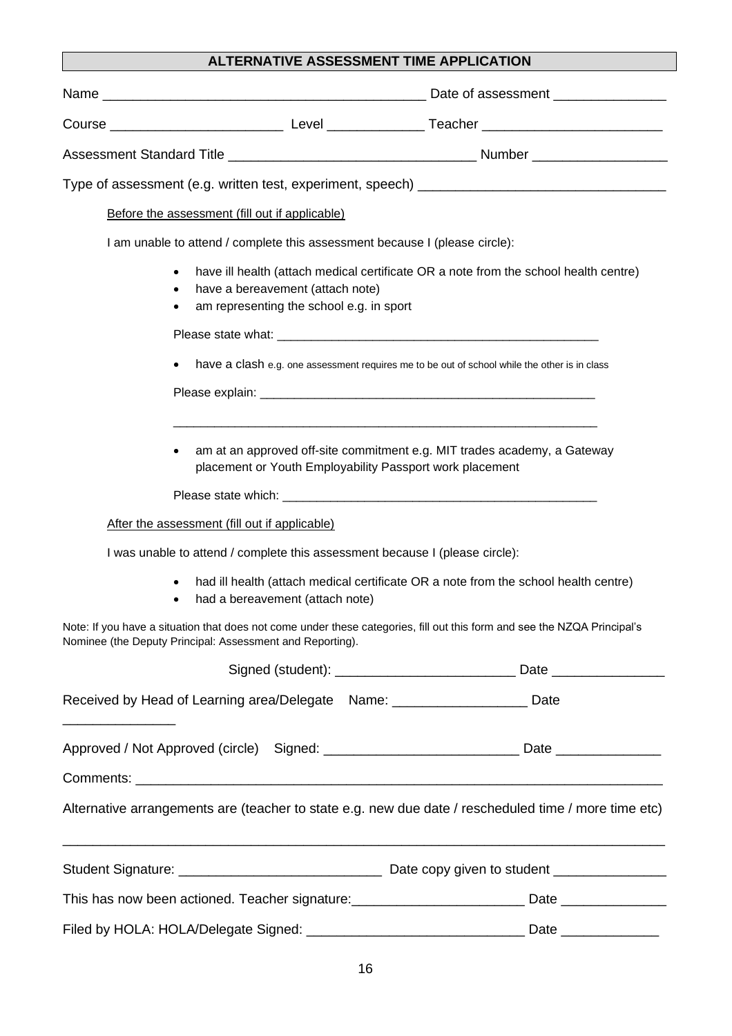## ALTERNATIVE ASSESSMENT TIME APPLICATION

Name ___________________________________________ Date of assessment _______________

Course ______________________ Level _____________ Teacher ________________________

Assessment Standard Title ________________________________ Number _________________

Type of assessment (e.g. written test, experiment, speech) _______________________________

Before the assessment (fill out if applicable)

I am unable to attend / complete this assessment because I (please circle):

- have ill health (attach medical certificate OR a note from the school health centre)
- have a bereavement (attach note)
- am representing the school e.g. in sport

Please state what: _______________________________________________

- have a clash e.g. one assessment requires me to be out of school while the other is in class

Please explain: _________________________________________________

_______________________________________________________________

- am at an approved off-site commitment e.g. MIT trades academy, a Gateway placement or Youth Employability Passport work placement

Please state which: ______________________________________________

After the assessment (fill out if applicable)

I was unable to attend / complete this assessment because I (please circle):

- had ill health (attach medical certificate OR a note from the school health centre)
- had a bereavement (attach note)

Note: If you have a situation that does not come under these categories, fill out this form and see the NZQA Principal's Nominee (the Deputy Principal: Assessment and Reporting).

Signed (student): ________________________ Date _______________

Received by Head of Learning area/Delegate Name: __________________ Date _______________

Approved / Not Approved (circle) Signed: __________________________ Date ______________

Comments: _______________________________________________________________________

Alternative arrangements are (teacher to state e.g. new due date / rescheduled time / more time etc)

_________________________________________________________________________________

Student Signature: ___________________________ Date copy given to student _______________

This has now been actioned. Teacher signature:_______________________ Date ______________

Filed by HOLA: HOLA/Delegate Signed: ____________________________ Date _____________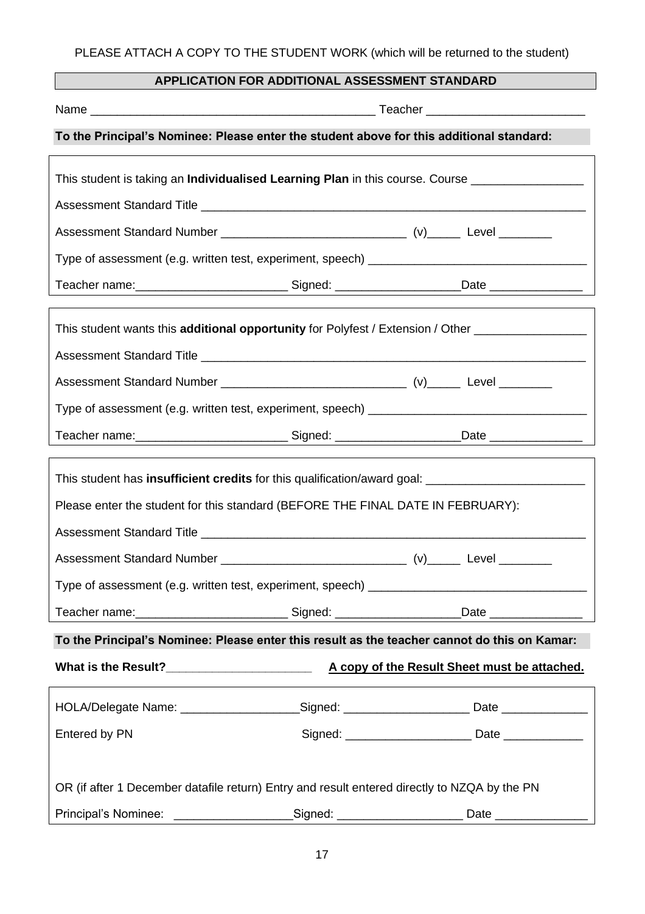PLEASE ATTACH A COPY TO THE STUDENT WORK (which will be returned to the student)

## APPLICATION FOR ADDITIONAL ASSESSMENT STANDARD

Name ________________________________________ Teacher ______________________

**To the Principal's Nominee: Please enter the student above for this additional standard:**

This student is taking an **Individualised Learning Plan** in this course. Course ________________

Assessment Standard Title ________________________________________________________

Assessment Standard Number ___________________________ (v)_____ Level ________

Type of assessment (e.g. written test, experiment, speech) _______________________________

Teacher name:______________________ Signed: __________________Date ______________

This student wants this **additional opportunity** for Polyfest / Extension / Other ________________

Assessment Standard Title ________________________________________________________

Assessment Standard Number ___________________________ (v)_____ Level ________

Type of assessment (e.g. written test, experiment, speech) _______________________________

Teacher name:______________________ Signed: __________________Date ______________

This student has **insufficient credits** for this qualification/award goal: _______________________

Please enter the student for this standard (BEFORE THE FINAL DATE IN FEBRUARY):

Assessment Standard Title ________________________________________________________

Assessment Standard Number ___________________________ (v)_____ Level ________

Type of assessment (e.g. written test, experiment, speech) _______________________________

Teacher name:______________________ Signed: __________________Date ______________

**To the Principal's Nominee: Please enter this result as the teacher cannot do this on Kamar:**

**What is the Result?_____________________** **A copy of the Result Sheet must be attached.**

HOLA/Delegate Name: _________________Signed: __________________ Date _____________

Entered by PN Signed: __________________ Date ____________

OR (if after 1 December datafile return) Entry and result entered directly to NZQA by the PN

Principal's Nominee: _________________Signed: __________________ Date ______________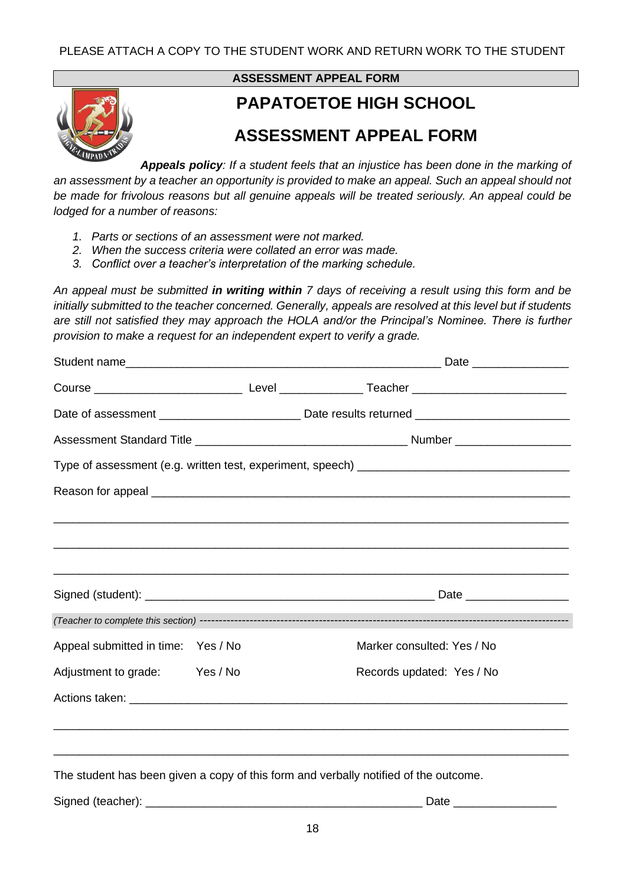PLEASE ATTACH A COPY TO THE STUDENT WORK AND RETURN WORK TO THE STUDENT

**ASSESSMENT APPEAL FORM**

# PAPATOETOE HIGH SCHOOL

# ASSESSMENT APPEAL FORM

***Appeals policy**: If a student feels that an injustice has been done in the marking of an assessment by a teacher an opportunity is provided to make an appeal. Such an appeal should not be made for frivolous reasons but all genuine appeals will be treated seriously. An appeal could be lodged for a number of reasons:*

1. *Parts or sections of an assessment were not marked.*
2. *When the success criteria were collated an error was made.*
3. *Conflict over a teacher's interpretation of the marking schedule.*

*An appeal must be submitted **in writing within** 7 days of receiving a result using this form and be initially submitted to the teacher concerned. Generally, appeals are resolved at this level but if students are still not satisfied they may approach the HOLA and/or the Principal's Nominee. There is further provision to make a request for an independent expert to verify a grade.*

Student name__________________________________________________ Date _______________

Course ______________________ Level _____________ Teacher _______________________

Date of assessment _____________________ Date results returned _______________________

Assessment Standard Title ________________________________ Number _________________

Type of assessment (e.g. written test, experiment, speech) _______________________________

Reason for appeal ______________________________________________________________

_______________________________________________________________________________

_______________________________________________________________________________

_______________________________________________________________________________

Signed (student): ____________________________________________ Date ________________

*(Teacher to complete this section)* ------------------------------------------------------------------------------------------

Appeal submitted in time: Yes / No    Marker consulted: Yes / No

Adjustment to grade: Yes / No    Records updated: Yes / No

Actions taken: ___________________________________________________________________

_______________________________________________________________________________

_______________________________________________________________________________

The student has been given a copy of this form and verbally notified of the outcome.

Signed (teacher): __________________________________________ Date ________________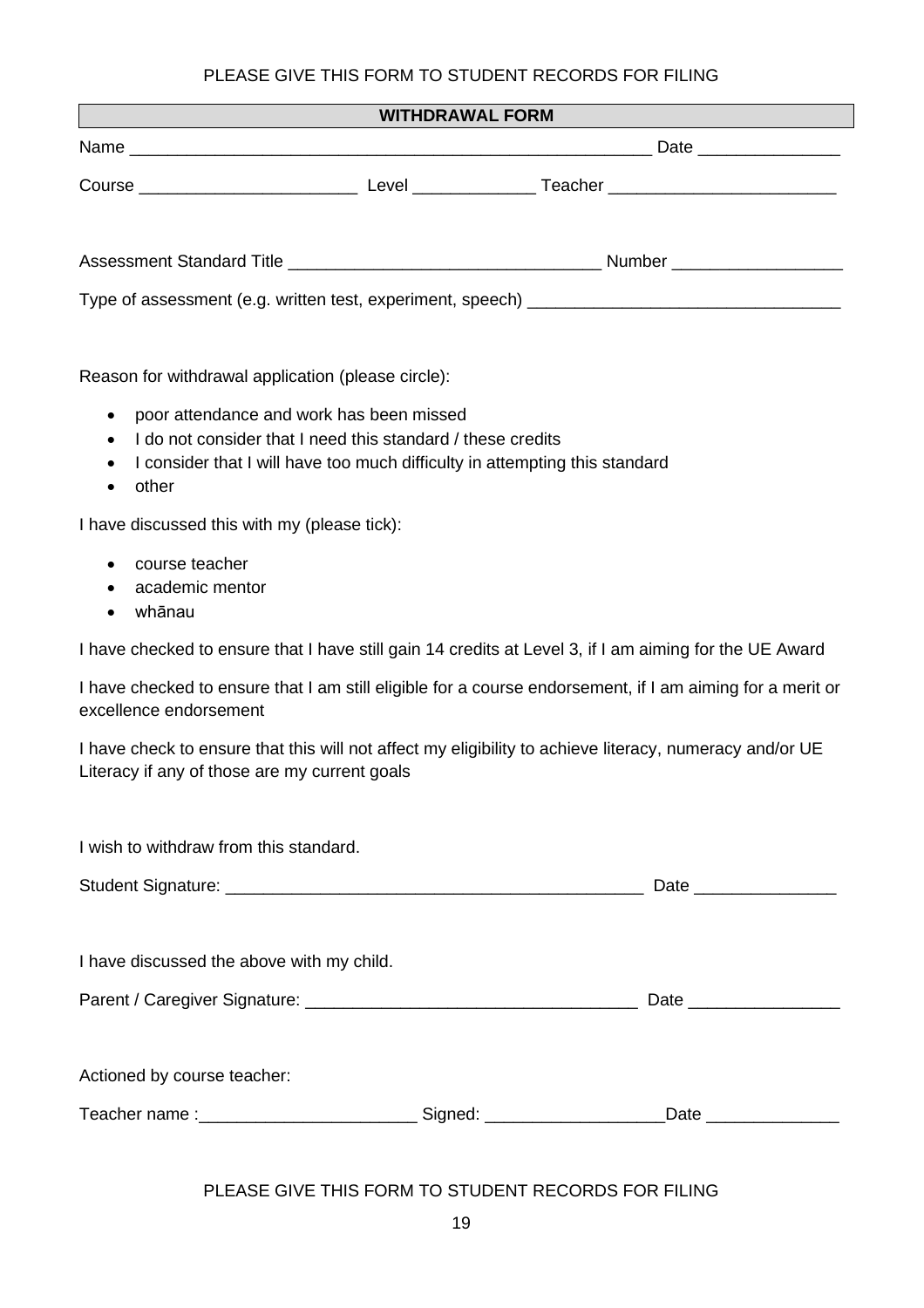PLEASE GIVE THIS FORM TO STUDENT RECORDS FOR FILING

## WITHDRAWAL FORM

Name ________________________________________________________ Date _______________

Course ______________________ Level _____________ Teacher ________________________

Assessment Standard Title ________________________________ Number __________________

Type of assessment (e.g. written test, experiment, speech) ________________________________

Reason for withdrawal application (please circle):

- poor attendance and work has been missed
- I do not consider that I need this standard / these credits
- I consider that I will have too much difficulty in attempting this standard
- other

I have discussed this with my (please tick):

- course teacher
- academic mentor
- whānau

I have checked to ensure that I have still gain 14 credits at Level 3, if I am aiming for the UE Award

I have checked to ensure that I am still eligible for a course endorsement, if I am aiming for a merit or excellence endorsement

I have check to ensure that this will not affect my eligibility to achieve literacy, numeracy and/or UE Literacy if any of those are my current goals

I wish to withdraw from this standard.

Student Signature: ____________________________________________ Date _______________

I have discussed the above with my child.

Parent / Caregiver Signature: __________________________________ Date ________________

Actioned by course teacher:

Teacher name :______________________ Signed: __________________Date ______________

PLEASE GIVE THIS FORM TO STUDENT RECORDS FOR FILING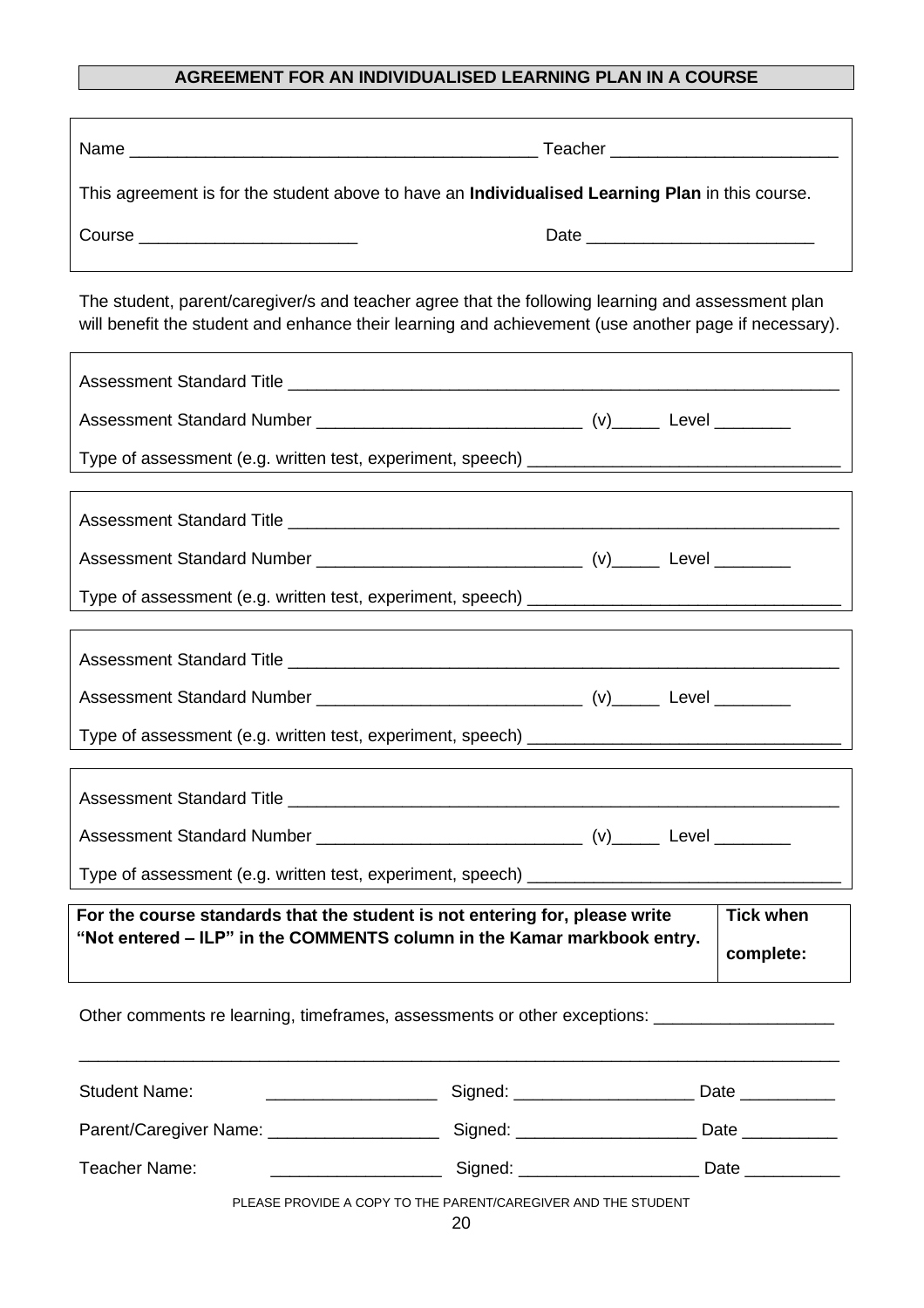## AGREEMENT FOR AN INDIVIDUALISED LEARNING PLAN IN A COURSE

Name ___________________________________________ Teacher ________________________

This agreement is for the student above to have an **Individualised Learning Plan** in this course.

Course _______________________ Date ________________________

The student, parent/caregiver/s and teacher agree that the following learning and assessment plan will benefit the student and enhance their learning and achievement (use another page if necessary).

Assessment Standard Title ___________________________________________________________

Assessment Standard Number ____________________________ (v)_____ Level ________

Type of assessment (e.g. written test, experiment, speech) _________________________________

Assessment Standard Title ___________________________________________________________

Assessment Standard Number ____________________________ (v)_____ Level ________

Type of assessment (e.g. written test, experiment, speech) _________________________________

Assessment Standard Title ___________________________________________________________

Assessment Standard Number ____________________________ (v)_____ Level ________

Type of assessment (e.g. written test, experiment, speech) _________________________________

Assessment Standard Title ___________________________________________________________

Assessment Standard Number ____________________________ (v)_____ Level ________

Type of assessment (e.g. written test, experiment, speech) _________________________________

| **For the course standards that the student is not entering for, please write "Not entered – ILP" in the COMMENTS column in the Kamar markbook entry.** | **Tick when complete:** |
|---|---|

Other comments re learning, timeframes, assessments or other exceptions: __________________

_________________________________________________________________________________

Student Name: __________________ Signed: ___________________ Date __________

Parent/Caregiver Name: __________________ Signed: ___________________ Date __________

Teacher Name: __________________ Signed: ___________________ Date __________

PLEASE PROVIDE A COPY TO THE PARENT/CAREGIVER AND THE STUDENT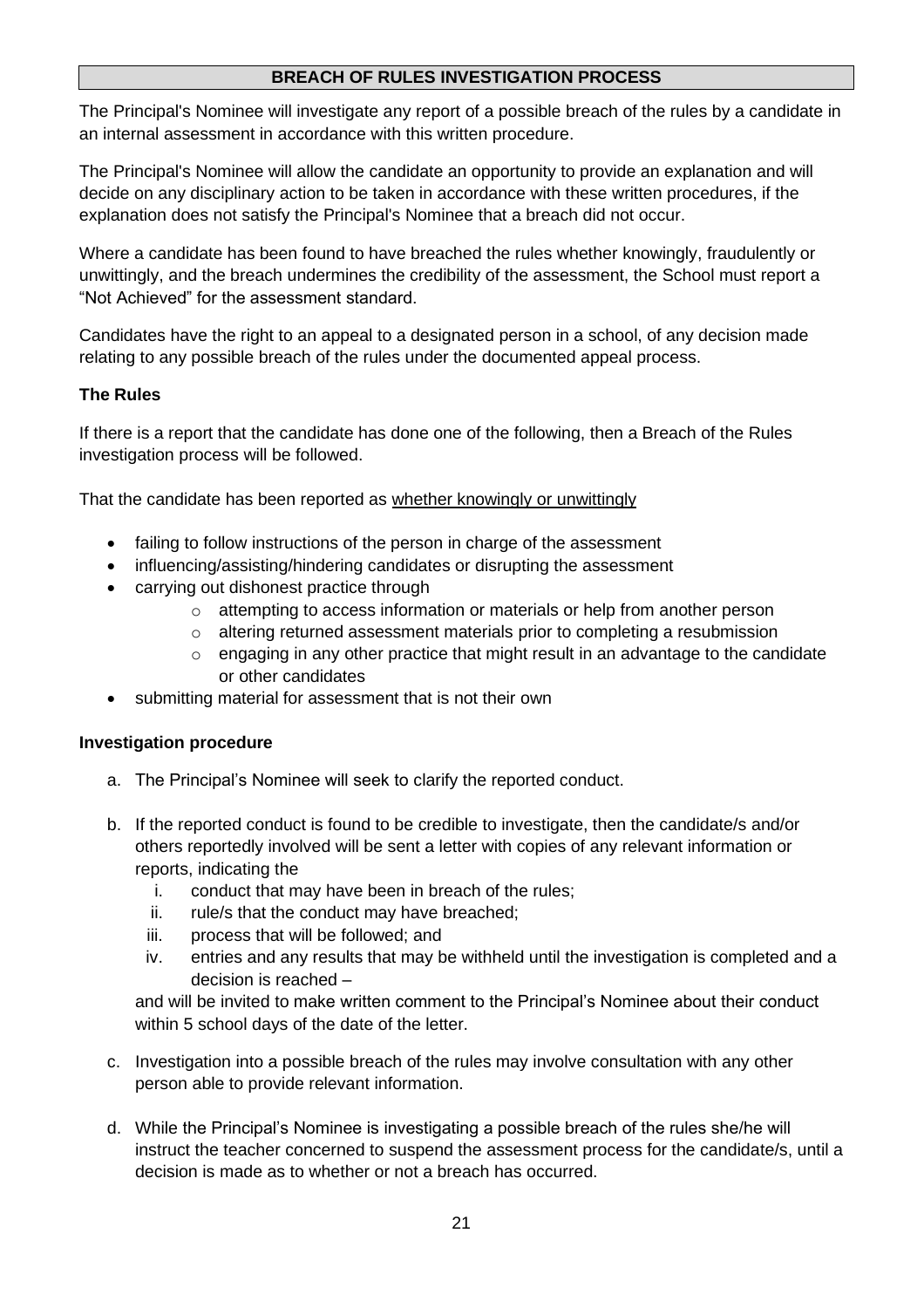## BREACH OF RULES INVESTIGATION PROCESS

The Principal's Nominee will investigate any report of a possible breach of the rules by a candidate in an internal assessment in accordance with this written procedure.

The Principal's Nominee will allow the candidate an opportunity to provide an explanation and will decide on any disciplinary action to be taken in accordance with these written procedures, if the explanation does not satisfy the Principal's Nominee that a breach did not occur.

Where a candidate has been found to have breached the rules whether knowingly, fraudulently or unwittingly, and the breach undermines the credibility of the assessment, the School must report a "Not Achieved" for the assessment standard.

Candidates have the right to an appeal to a designated person in a school, of any decision made relating to any possible breach of the rules under the documented appeal process.

### The Rules

If there is a report that the candidate has done one of the following, then a Breach of the Rules investigation process will be followed.

That the candidate has been reported as <u>whether knowingly or unwittingly</u>

- failing to follow instructions of the person in charge of the assessment
- influencing/assisting/hindering candidates or disrupting the assessment
- carrying out dishonest practice through
  - attempting to access information or materials or help from another person
  - altering returned assessment materials prior to completing a resubmission
  - engaging in any other practice that might result in an advantage to the candidate or other candidates
- submitting material for assessment that is not their own

### Investigation procedure

a. The Principal's Nominee will seek to clarify the reported conduct.

b. If the reported conduct is found to be credible to investigate, then the candidate/s and/or others reportedly involved will be sent a letter with copies of any relevant information or reports, indicating the
   i. conduct that may have been in breach of the rules;
   ii. rule/s that the conduct may have breached;
   iii. process that will be followed; and
   iv. entries and any results that may be withheld until the investigation is completed and a decision is reached –

   and will be invited to make written comment to the Principal's Nominee about their conduct within 5 school days of the date of the letter.

c. Investigation into a possible breach of the rules may involve consultation with any other person able to provide relevant information.

d. While the Principal's Nominee is investigating a possible breach of the rules she/he will instruct the teacher concerned to suspend the assessment process for the candidate/s, until a decision is made as to whether or not a breach has occurred.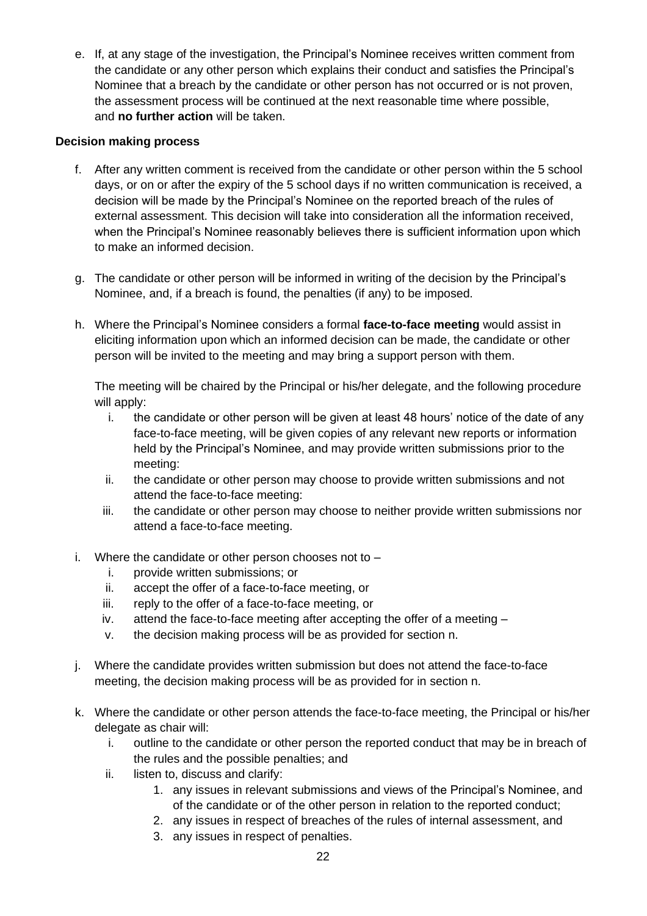e. If, at any stage of the investigation, the Principal's Nominee receives written comment from the candidate or any other person which explains their conduct and satisfies the Principal's Nominee that a breach by the candidate or other person has not occurred or is not proven, the assessment process will be continued at the next reasonable time where possible, and **no further action** will be taken.

**Decision making process**

f. After any written comment is received from the candidate or other person within the 5 school days, or on or after the expiry of the 5 school days if no written communication is received, a decision will be made by the Principal's Nominee on the reported breach of the rules of external assessment. This decision will take into consideration all the information received, when the Principal's Nominee reasonably believes there is sufficient information upon which to make an informed decision.

g. The candidate or other person will be informed in writing of the decision by the Principal's Nominee, and, if a breach is found, the penalties (if any) to be imposed.

h. Where the Principal's Nominee considers a formal **face-to-face meeting** would assist in eliciting information upon which an informed decision can be made, the candidate or other person will be invited to the meeting and may bring a support person with them.

   The meeting will be chaired by the Principal or his/her delegate, and the following procedure will apply:

   i. the candidate or other person will be given at least 48 hours' notice of the date of any face-to-face meeting, will be given copies of any relevant new reports or information held by the Principal's Nominee, and may provide written submissions prior to the meeting:
   ii. the candidate or other person may choose to provide written submissions and not attend the face-to-face meeting:
   iii. the candidate or other person may choose to neither provide written submissions nor attend a face-to-face meeting.

i. Where the candidate or other person chooses not to –

   i. provide written submissions; or
   ii. accept the offer of a face-to-face meeting, or
   iii. reply to the offer of a face-to-face meeting, or
   iv. attend the face-to-face meeting after accepting the offer of a meeting –
   v. the decision making process will be as provided for section n.

j. Where the candidate provides written submission but does not attend the face-to-face meeting, the decision making process will be as provided for in section n.

k. Where the candidate or other person attends the face-to-face meeting, the Principal or his/her delegate as chair will:

   i. outline to the candidate or other person the reported conduct that may be in breach of the rules and the possible penalties; and
   ii. listen to, discuss and clarify:
      1. any issues in relevant submissions and views of the Principal's Nominee, and of the candidate or of the other person in relation to the reported conduct;
      2. any issues in respect of breaches of the rules of internal assessment, and
      3. any issues in respect of penalties.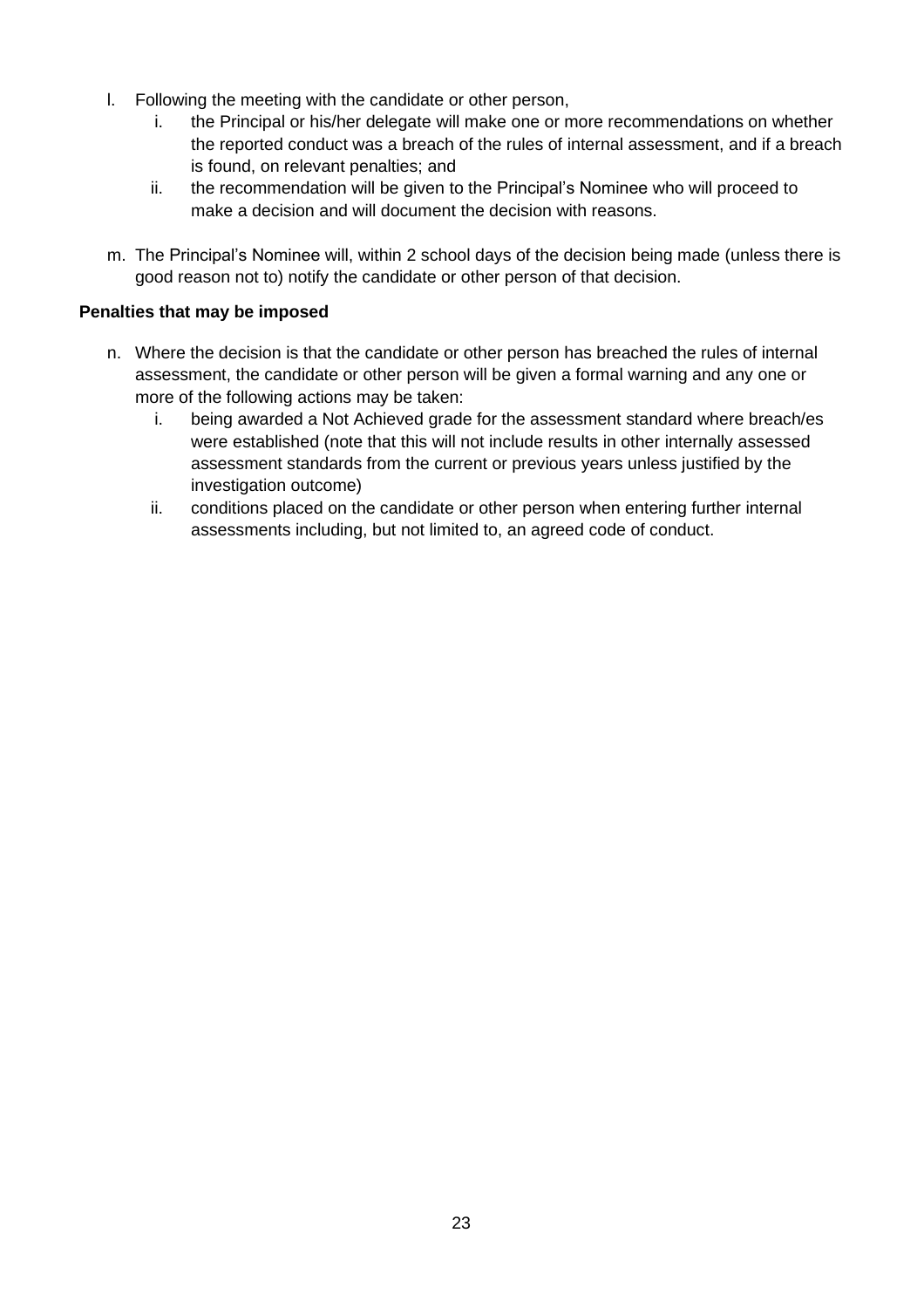l. Following the meeting with the candidate or other person,
    i. the Principal or his/her delegate will make one or more recommendations on whether the reported conduct was a breach of the rules of internal assessment, and if a breach is found, on relevant penalties; and
    ii. the recommendation will be given to the Principal's Nominee who will proceed to make a decision and will document the decision with reasons.

m. The Principal's Nominee will, within 2 school days of the decision being made (unless there is good reason not to) notify the candidate or other person of that decision.

**Penalties that may be imposed**

n. Where the decision is that the candidate or other person has breached the rules of internal assessment, the candidate or other person will be given a formal warning and any one or more of the following actions may be taken:
    i. being awarded a Not Achieved grade for the assessment standard where breach/es were established (note that this will not include results in other internally assessed assessment standards from the current or previous years unless justified by the investigation outcome)
    ii. conditions placed on the candidate or other person when entering further internal assessments including, but not limited to, an agreed code of conduct.